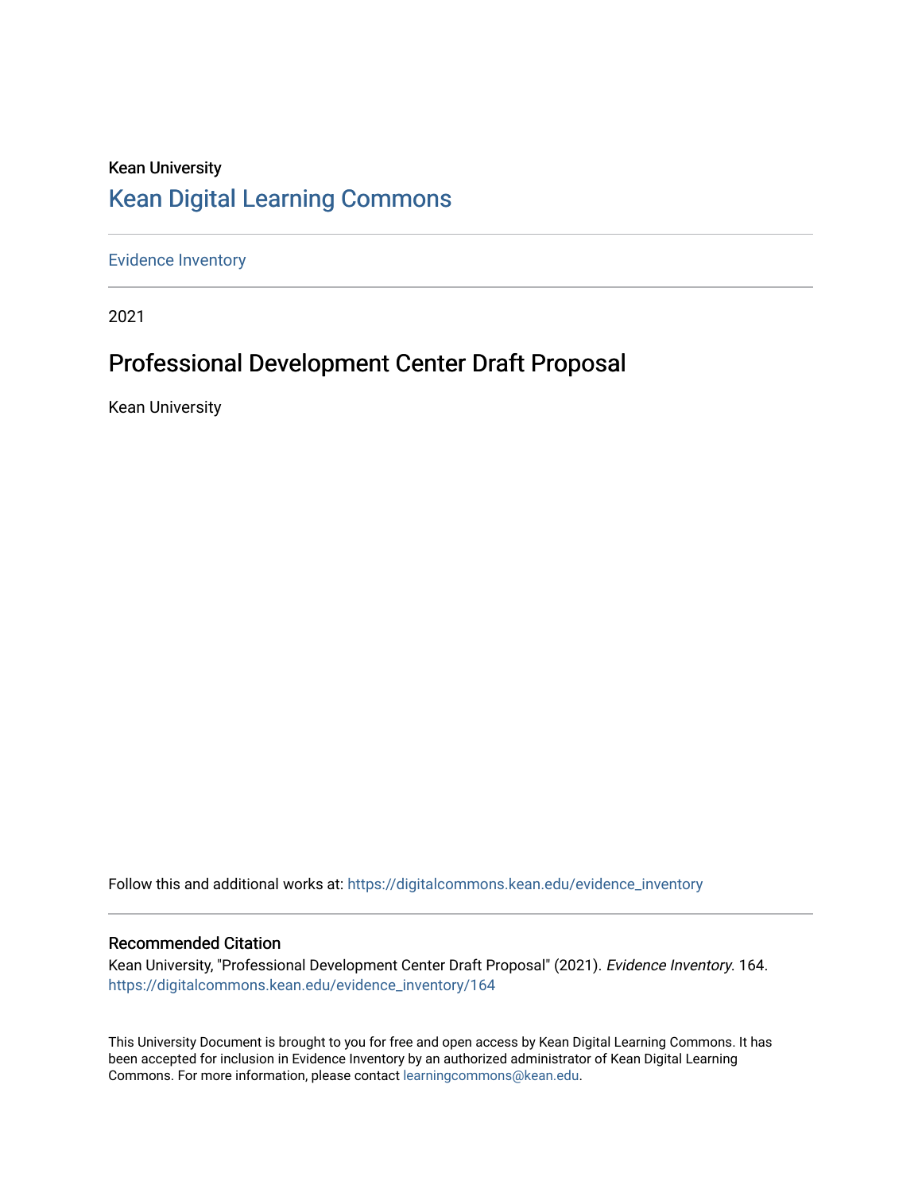Kean University

## Kean Digital Learning Commons

Evidence Inventory

2021

# Professional Development Center Draft Proposal

Kean University

Follow this and additional works at: https://digitalcommons.kean.edu/evidence_inventory

### Recommended Citation

Kean University, "Professional Development Center Draft Proposal" (2021). *Evidence Inventory*. 164.
https://digitalcommons.kean.edu/evidence_inventory/164

This University Document is brought to you for free and open access by Kean Digital Learning Commons. It has been accepted for inclusion in Evidence Inventory by an authorized administrator of Kean Digital Learning Commons. For more information, please contact learningcommons@kean.edu.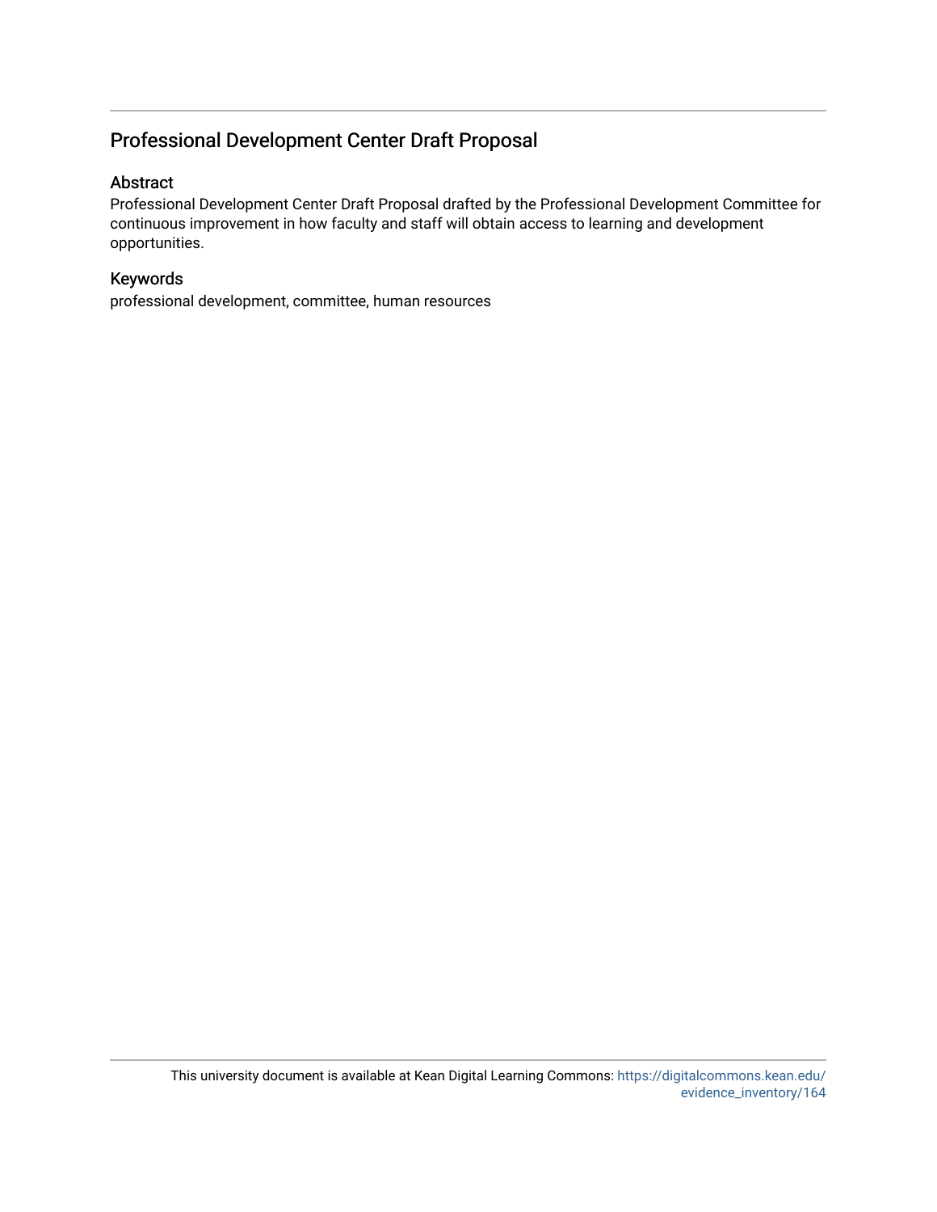## Professional Development Center Draft Proposal

### Abstract

Professional Development Center Draft Proposal drafted by the Professional Development Committee for continuous improvement in how faculty and staff will obtain access to learning and development opportunities.

### Keywords

professional development, committee, human resources

This university document is available at Kean Digital Learning Commons: https://digitalcommons.kean.edu/evidence_inventory/164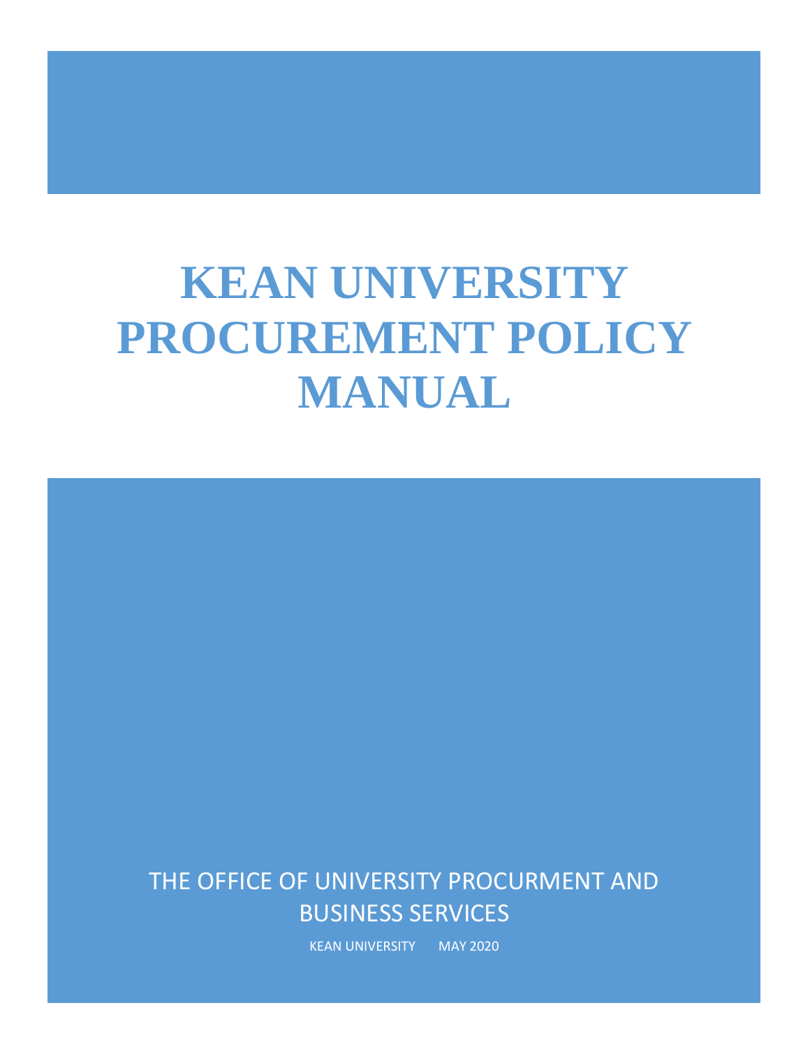# KEAN UNIVERSITY PROCUREMENT POLICY MANUAL

THE OFFICE OF UNIVERSITY PROCURMENT AND BUSINESS SERVICES

KEAN UNIVERSITY MAY 2020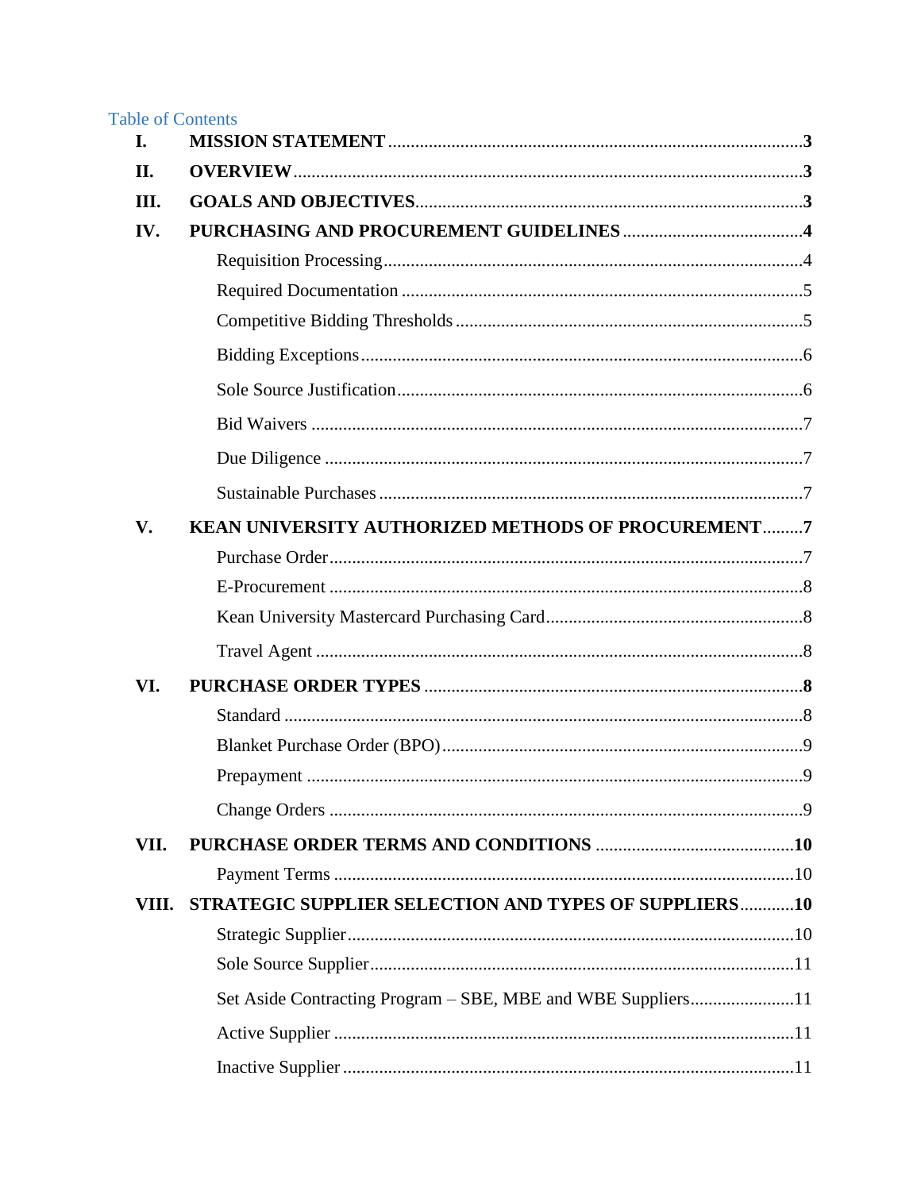Table of Contents

| | | |
|---|---|---|
| **I.** | **MISSION STATEMENT** | **3** |
| **II.** | **OVERVIEW** | **3** |
| **III.** | **GOALS AND OBJECTIVES** | **3** |
| **IV.** | **PURCHASING AND PROCUREMENT GUIDELINES** | **4** |
| | Requisition Processing | 4 |
| | Required Documentation | 5 |
| | Competitive Bidding Thresholds | 5 |
| | Bidding Exceptions | 6 |
| | Sole Source Justification | 6 |
| | Bid Waivers | 7 |
| | Due Diligence | 7 |
| | Sustainable Purchases | 7 |
| **V.** | **KEAN UNIVERSITY AUTHORIZED METHODS OF PROCUREMENT** | **7** |
| | Purchase Order | 7 |
| | E-Procurement | 8 |
| | Kean University Mastercard Purchasing Card | 8 |
| | Travel Agent | 8 |
| **VI.** | **PURCHASE ORDER TYPES** | **8** |
| | Standard | 8 |
| | Blanket Purchase Order (BPO) | 9 |
| | Prepayment | 9 |
| | Change Orders | 9 |
| **VII.** | **PURCHASE ORDER TERMS AND CONDITIONS** | **10** |
| | Payment Terms | 10 |
| **VIII.** | **STRATEGIC SUPPLIER SELECTION AND TYPES OF SUPPLIERS** | **10** |
| | Strategic Supplier | 10 |
| | Sole Source Supplier | 11 |
| | Set Aside Contracting Program – SBE, MBE and WBE Suppliers | 11 |
| | Active Supplier | 11 |
| | Inactive Supplier | 11 |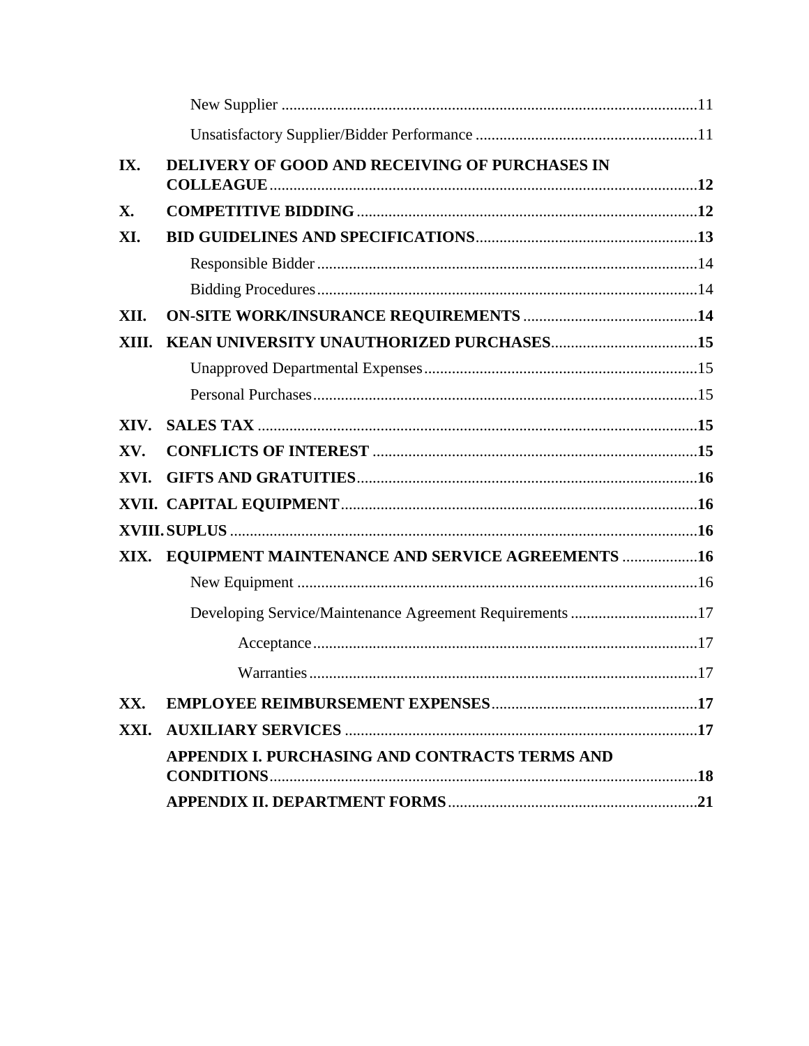- New Supplier ........................................................................................................11
- Unsatisfactory Supplier/Bidder Performance ........................................................11

**IX. DELIVERY OF GOOD AND RECEIVING OF PURCHASES IN COLLEAGUE ........................................................................................................12**

**X. COMPETITIVE BIDDING .....................................................................................12**

**XI. BID GUIDELINES AND SPECIFICATIONS.......................................................13**

- Responsible Bidder ...............................................................................................14
- Bidding Procedures ...............................................................................................14

**XII. ON-SITE WORK/INSURANCE REQUIREMENTS ............................................14**

**XIII. KEAN UNIVERSITY UNAUTHORIZED PURCHASES....................................15**

- Unapproved Departmental Expenses ....................................................................15
- Personal Purchases ................................................................................................15

**XIV. SALES TAX ..............................................................................................................15**

**XV. CONFLICTS OF INTEREST .................................................................................15**

**XVI. GIFTS AND GRATUITIES.....................................................................................16**

**XVII. CAPITAL EQUIPMENT.........................................................................................16**

**XVIII. SUPLUS .....................................................................................................................16**

**XIX. EQUIPMENT MAINTENANCE AND SERVICE AGREEMENTS ...................16**

- New Equipment ....................................................................................................16
- Developing Service/Maintenance Agreement Requirements ................................17
  - Acceptance ................................................................................................17
  - Warranties .................................................................................................17

**XX. EMPLOYEE REIMBURSEMENT EXPENSES...................................................17**

**XXI. AUXILIARY SERVICES ........................................................................................17**

**APPENDIX I. PURCHASING AND CONTRACTS TERMS AND CONDITIONS...........................................................................................................18**

**APPENDIX II. DEPARTMENT FORMS..............................................................21**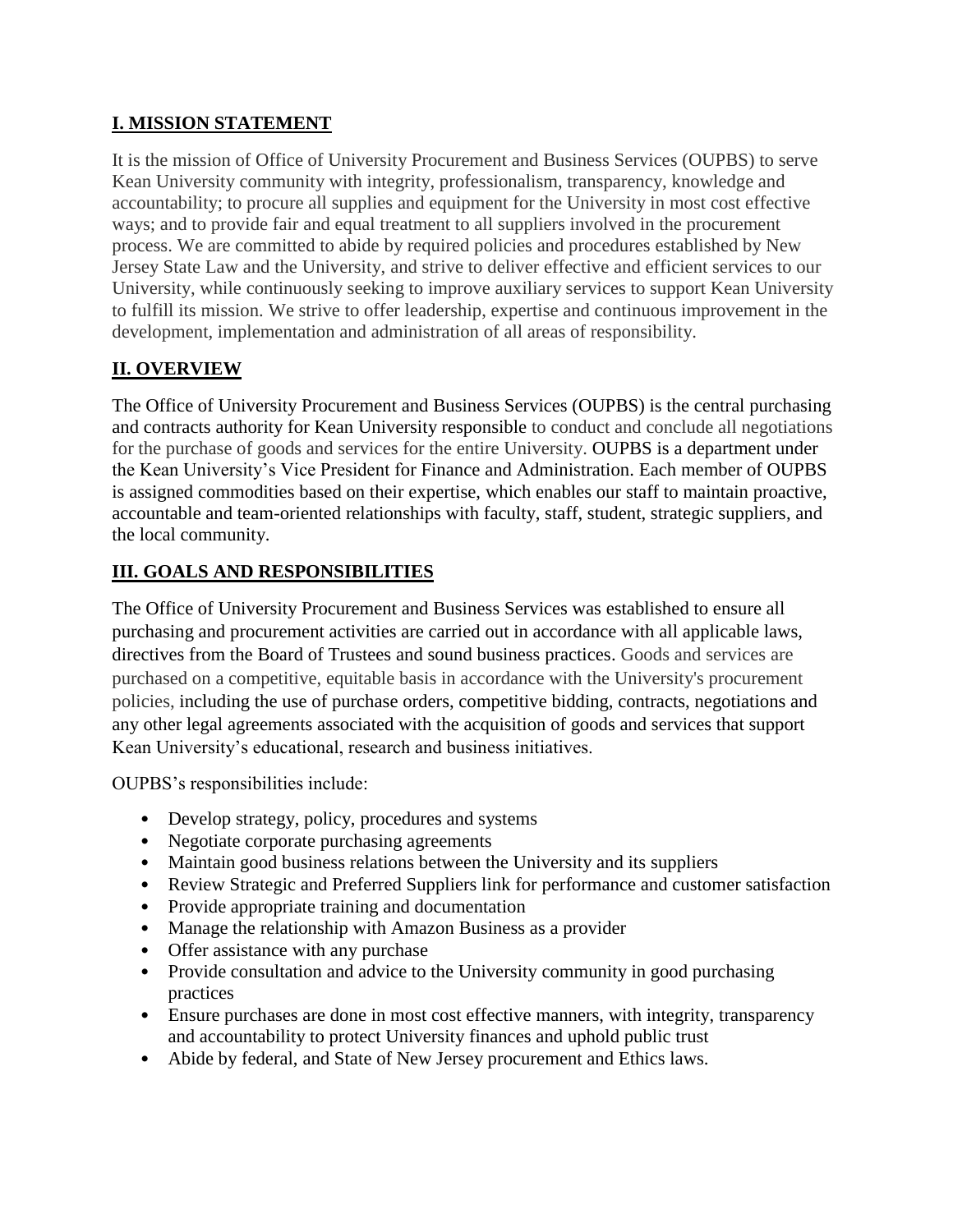## I. MISSION STATEMENT

It is the mission of Office of University Procurement and Business Services (OUPBS) to serve Kean University community with integrity, professionalism, transparency, knowledge and accountability; to procure all supplies and equipment for the University in most cost effective ways; and to provide fair and equal treatment to all suppliers involved in the procurement process. We are committed to abide by required policies and procedures established by New Jersey State Law and the University, and strive to deliver effective and efficient services to our University, while continuously seeking to improve auxiliary services to support Kean University to fulfill its mission. We strive to offer leadership, expertise and continuous improvement in the development, implementation and administration of all areas of responsibility.

## II. OVERVIEW

The Office of University Procurement and Business Services (OUPBS) is the central purchasing and contracts authority for Kean University responsible to conduct and conclude all negotiations for the purchase of goods and services for the entire University. OUPBS is a department under the Kean University's Vice President for Finance and Administration. Each member of OUPBS is assigned commodities based on their expertise, which enables our staff to maintain proactive, accountable and team-oriented relationships with faculty, staff, student, strategic suppliers, and the local community.

## III. GOALS AND RESPONSIBILITIES

The Office of University Procurement and Business Services was established to ensure all purchasing and procurement activities are carried out in accordance with all applicable laws, directives from the Board of Trustees and sound business practices. Goods and services are purchased on a competitive, equitable basis in accordance with the University's procurement policies, including the use of purchase orders, competitive bidding, contracts, negotiations and any other legal agreements associated with the acquisition of goods and services that support Kean University's educational, research and business initiatives.

OUPBS's responsibilities include:

- Develop strategy, policy, procedures and systems
- Negotiate corporate purchasing agreements
- Maintain good business relations between the University and its suppliers
- Review Strategic and Preferred Suppliers link for performance and customer satisfaction
- Provide appropriate training and documentation
- Manage the relationship with Amazon Business as a provider
- Offer assistance with any purchase
- Provide consultation and advice to the University community in good purchasing practices
- Ensure purchases are done in most cost effective manners, with integrity, transparency and accountability to protect University finances and uphold public trust
- Abide by federal, and State of New Jersey procurement and Ethics laws.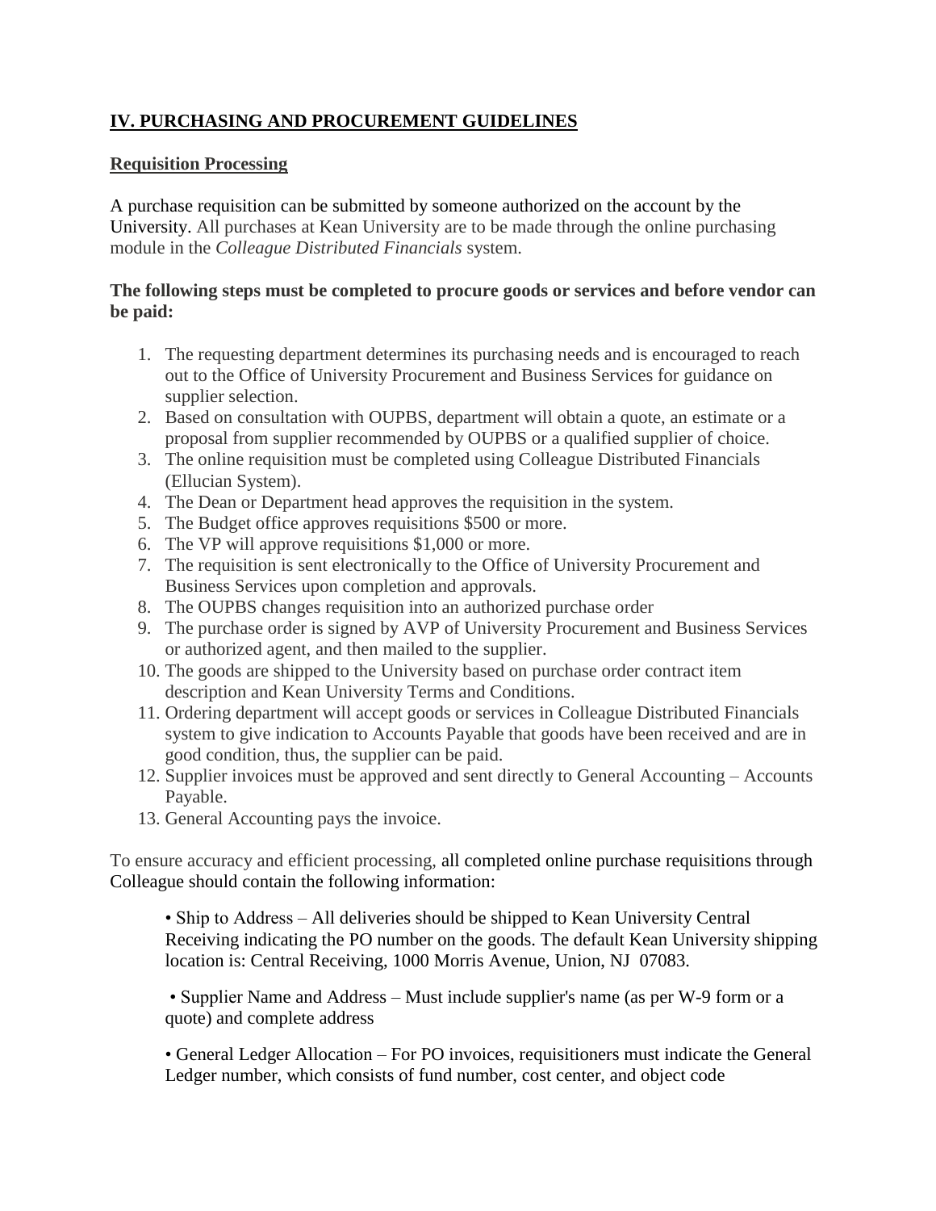## IV. PURCHASING AND PROCUREMENT GUIDELINES

### Requisition Processing

A purchase requisition can be submitted by someone authorized on the account by the University. All purchases at Kean University are to be made through the online purchasing module in the *Colleague Distributed Financials* system.

**The following steps must be completed to procure goods or services and before vendor can be paid:**

1. The requesting department determines its purchasing needs and is encouraged to reach out to the Office of University Procurement and Business Services for guidance on supplier selection.
2. Based on consultation with OUPBS, department will obtain a quote, an estimate or a proposal from supplier recommended by OUPBS or a qualified supplier of choice.
3. The online requisition must be completed using Colleague Distributed Financials (Ellucian System).
4. The Dean or Department head approves the requisition in the system.
5. The Budget office approves requisitions $500 or more.
6. The VP will approve requisitions $1,000 or more.
7. The requisition is sent electronically to the Office of University Procurement and Business Services upon completion and approvals.
8. The OUPBS changes requisition into an authorized purchase order
9. The purchase order is signed by AVP of University Procurement and Business Services or authorized agent, and then mailed to the supplier.
10. The goods are shipped to the University based on purchase order contract item description and Kean University Terms and Conditions.
11. Ordering department will accept goods or services in Colleague Distributed Financials system to give indication to Accounts Payable that goods have been received and are in good condition, thus, the supplier can be paid.
12. Supplier invoices must be approved and sent directly to General Accounting – Accounts Payable.
13. General Accounting pays the invoice.

To ensure accuracy and efficient processing, all completed online purchase requisitions through Colleague should contain the following information:

- Ship to Address – All deliveries should be shipped to Kean University Central Receiving indicating the PO number on the goods. The default Kean University shipping location is: Central Receiving, 1000 Morris Avenue, Union, NJ 07083.
- Supplier Name and Address – Must include supplier's name (as per W-9 form or a quote) and complete address
- General Ledger Allocation – For PO invoices, requisitioners must indicate the General Ledger number, which consists of fund number, cost center, and object code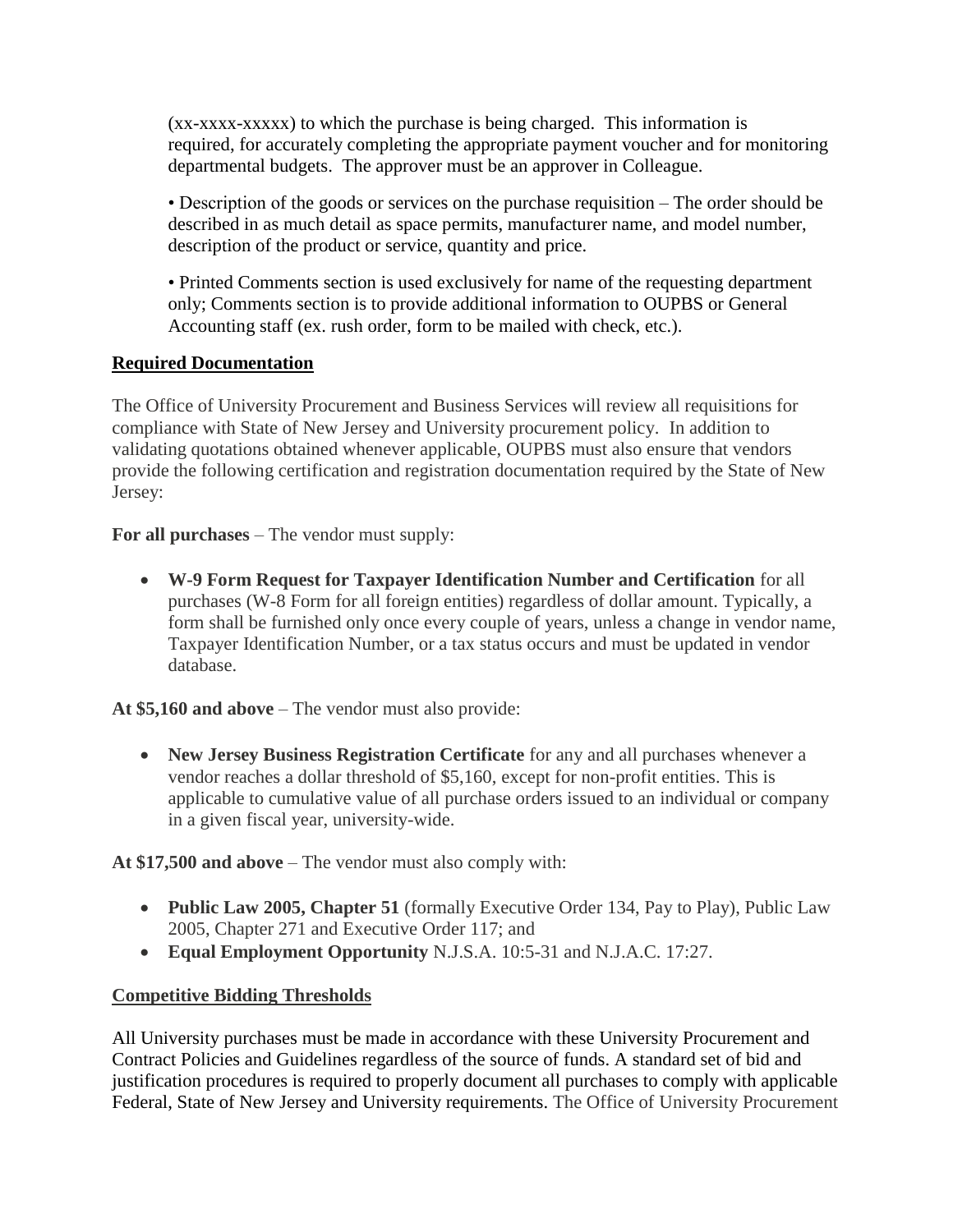(xx-xxxx-xxxxx) to which the purchase is being charged. This information is required, for accurately completing the appropriate payment voucher and for monitoring departmental budgets. The approver must be an approver in Colleague.

• Description of the goods or services on the purchase requisition – The order should be described in as much detail as space permits, manufacturer name, and model number, description of the product or service, quantity and price.

• Printed Comments section is used exclusively for name of the requesting department only; Comments section is to provide additional information to OUPBS or General Accounting staff (ex. rush order, form to be mailed with check, etc.).

## Required Documentation

The Office of University Procurement and Business Services will review all requisitions for compliance with State of New Jersey and University procurement policy. In addition to validating quotations obtained whenever applicable, OUPBS must also ensure that vendors provide the following certification and registration documentation required by the State of New Jersey:

**For all purchases** – The vendor must supply:

- **W-9 Form Request for Taxpayer Identification Number and Certification** for all purchases (W-8 Form for all foreign entities) regardless of dollar amount. Typically, a form shall be furnished only once every couple of years, unless a change in vendor name, Taxpayer Identification Number, or a tax status occurs and must be updated in vendor database.

**At $5,160 and above** – The vendor must also provide:

- **New Jersey Business Registration Certificate** for any and all purchases whenever a vendor reaches a dollar threshold of $5,160, except for non-profit entities. This is applicable to cumulative value of all purchase orders issued to an individual or company in a given fiscal year, university-wide.

**At $17,500 and above** – The vendor must also comply with:

- **Public Law 2005, Chapter 51** (formally Executive Order 134, Pay to Play), Public Law 2005, Chapter 271 and Executive Order 117; and
- **Equal Employment Opportunity** N.J.S.A. 10:5-31 and N.J.A.C. 17:27.

## Competitive Bidding Thresholds

All University purchases must be made in accordance with these University Procurement and Contract Policies and Guidelines regardless of the source of funds. A standard set of bid and justification procedures is required to properly document all purchases to comply with applicable Federal, State of New Jersey and University requirements. The Office of University Procurement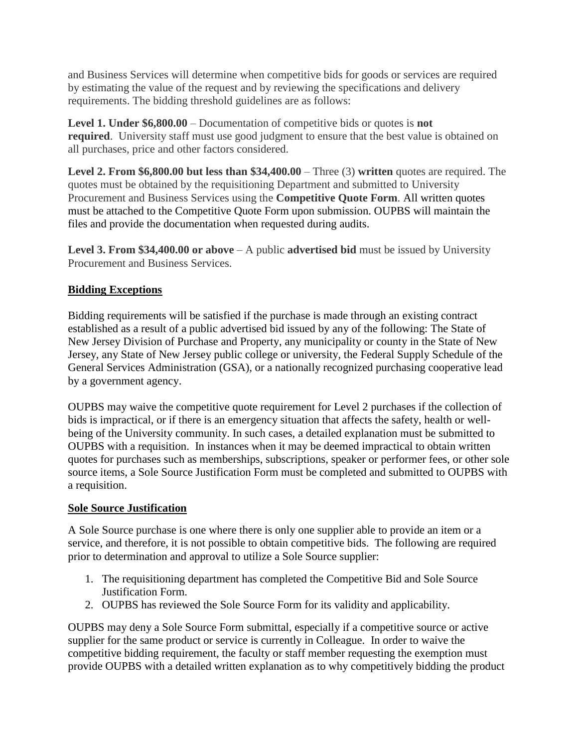and Business Services will determine when competitive bids for goods or services are required by estimating the value of the request and by reviewing the specifications and delivery requirements. The bidding threshold guidelines are as follows:

**Level 1. Under $6,800.00** – Documentation of competitive bids or quotes is **not required**. University staff must use good judgment to ensure that the best value is obtained on all purchases, price and other factors considered.

**Level 2. From $6,800.00 but less than $34,400.00** – Three (3) **written** quotes are required. The quotes must be obtained by the requisitioning Department and submitted to University Procurement and Business Services using the **Competitive Quote Form**. All written quotes must be attached to the Competitive Quote Form upon submission. OUPBS will maintain the files and provide the documentation when requested during audits.

**Level 3. From $34,400.00 or above** – A public **advertised bid** must be issued by University Procurement and Business Services.

**Bidding Exceptions**

Bidding requirements will be satisfied if the purchase is made through an existing contract established as a result of a public advertised bid issued by any of the following: The State of New Jersey Division of Purchase and Property, any municipality or county in the State of New Jersey, any State of New Jersey public college or university, the Federal Supply Schedule of the General Services Administration (GSA), or a nationally recognized purchasing cooperative lead by a government agency.

OUPBS may waive the competitive quote requirement for Level 2 purchases if the collection of bids is impractical, or if there is an emergency situation that affects the safety, health or well-being of the University community. In such cases, a detailed explanation must be submitted to OUPBS with a requisition. In instances when it may be deemed impractical to obtain written quotes for purchases such as memberships, subscriptions, speaker or performer fees, or other sole source items, a Sole Source Justification Form must be completed and submitted to OUPBS with a requisition.

**Sole Source Justification**

A Sole Source purchase is one where there is only one supplier able to provide an item or a service, and therefore, it is not possible to obtain competitive bids. The following are required prior to determination and approval to utilize a Sole Source supplier:

1. The requisitioning department has completed the Competitive Bid and Sole Source Justification Form.
2. OUPBS has reviewed the Sole Source Form for its validity and applicability.

OUPBS may deny a Sole Source Form submittal, especially if a competitive source or active supplier for the same product or service is currently in Colleague. In order to waive the competitive bidding requirement, the faculty or staff member requesting the exemption must provide OUPBS with a detailed written explanation as to why competitively bidding the product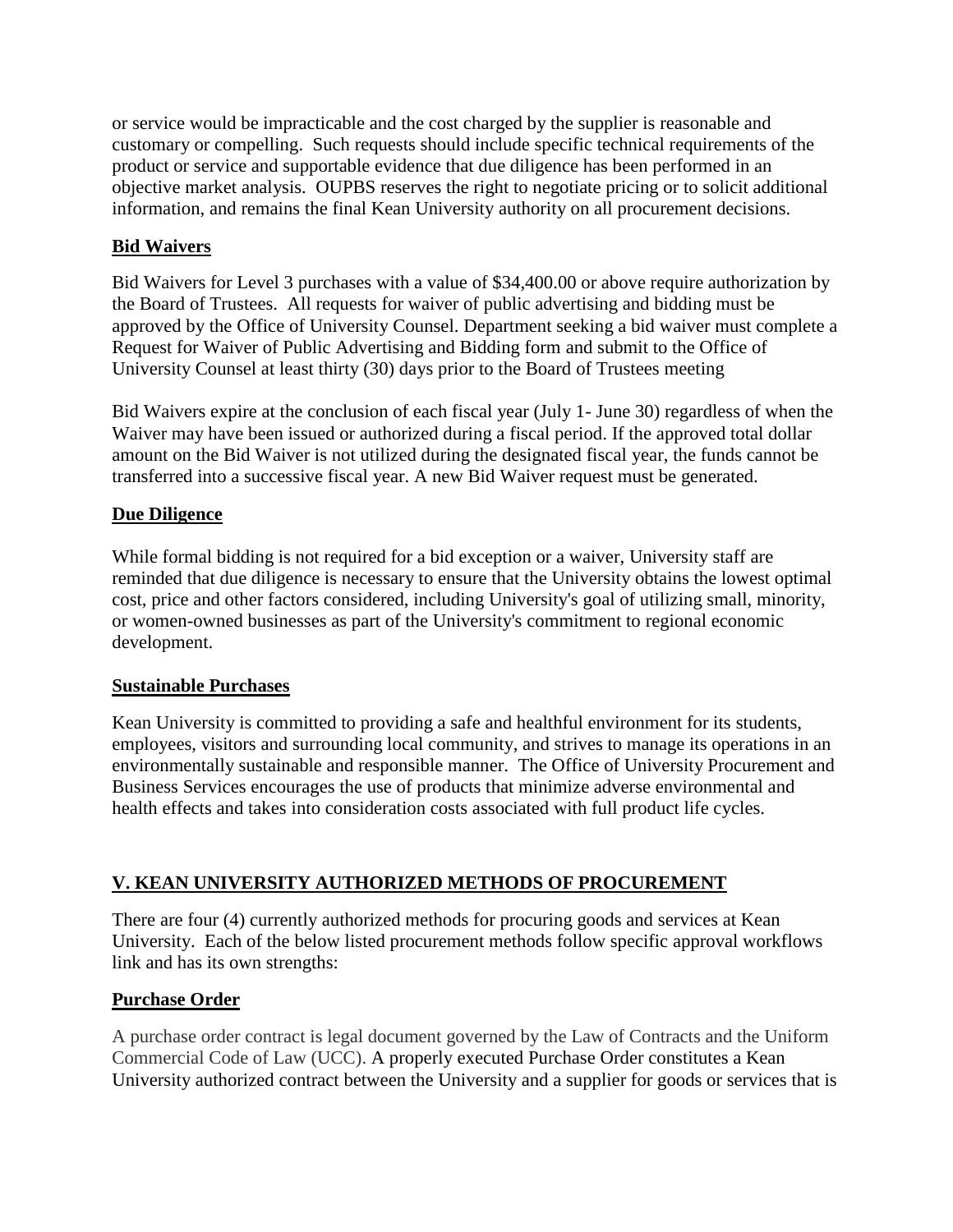or service would be impracticable and the cost charged by the supplier is reasonable and customary or compelling. Such requests should include specific technical requirements of the product or service and supportable evidence that due diligence has been performed in an objective market analysis. OUPBS reserves the right to negotiate pricing or to solicit additional information, and remains the final Kean University authority on all procurement decisions.

**Bid Waivers**

Bid Waivers for Level 3 purchases with a value of $34,400.00 or above require authorization by the Board of Trustees. All requests for waiver of public advertising and bidding must be approved by the Office of University Counsel. Department seeking a bid waiver must complete a Request for Waiver of Public Advertising and Bidding form and submit to the Office of University Counsel at least thirty (30) days prior to the Board of Trustees meeting

Bid Waivers expire at the conclusion of each fiscal year (July 1- June 30) regardless of when the Waiver may have been issued or authorized during a fiscal period. If the approved total dollar amount on the Bid Waiver is not utilized during the designated fiscal year, the funds cannot be transferred into a successive fiscal year. A new Bid Waiver request must be generated.

**Due Diligence**

While formal bidding is not required for a bid exception or a waiver, University staff are reminded that due diligence is necessary to ensure that the University obtains the lowest optimal cost, price and other factors considered, including University's goal of utilizing small, minority, or women-owned businesses as part of the University's commitment to regional economic development.

**Sustainable Purchases**

Kean University is committed to providing a safe and healthful environment for its students, employees, visitors and surrounding local community, and strives to manage its operations in an environmentally sustainable and responsible manner. The Office of University Procurement and Business Services encourages the use of products that minimize adverse environmental and health effects and takes into consideration costs associated with full product life cycles.

## V. KEAN UNIVERSITY AUTHORIZED METHODS OF PROCUREMENT

There are four (4) currently authorized methods for procuring goods and services at Kean University. Each of the below listed procurement methods follow specific approval workflows link and has its own strengths:

**Purchase Order**

A purchase order contract is legal document governed by the Law of Contracts and the Uniform Commercial Code of Law (UCC). A properly executed Purchase Order constitutes a Kean University authorized contract between the University and a supplier for goods or services that is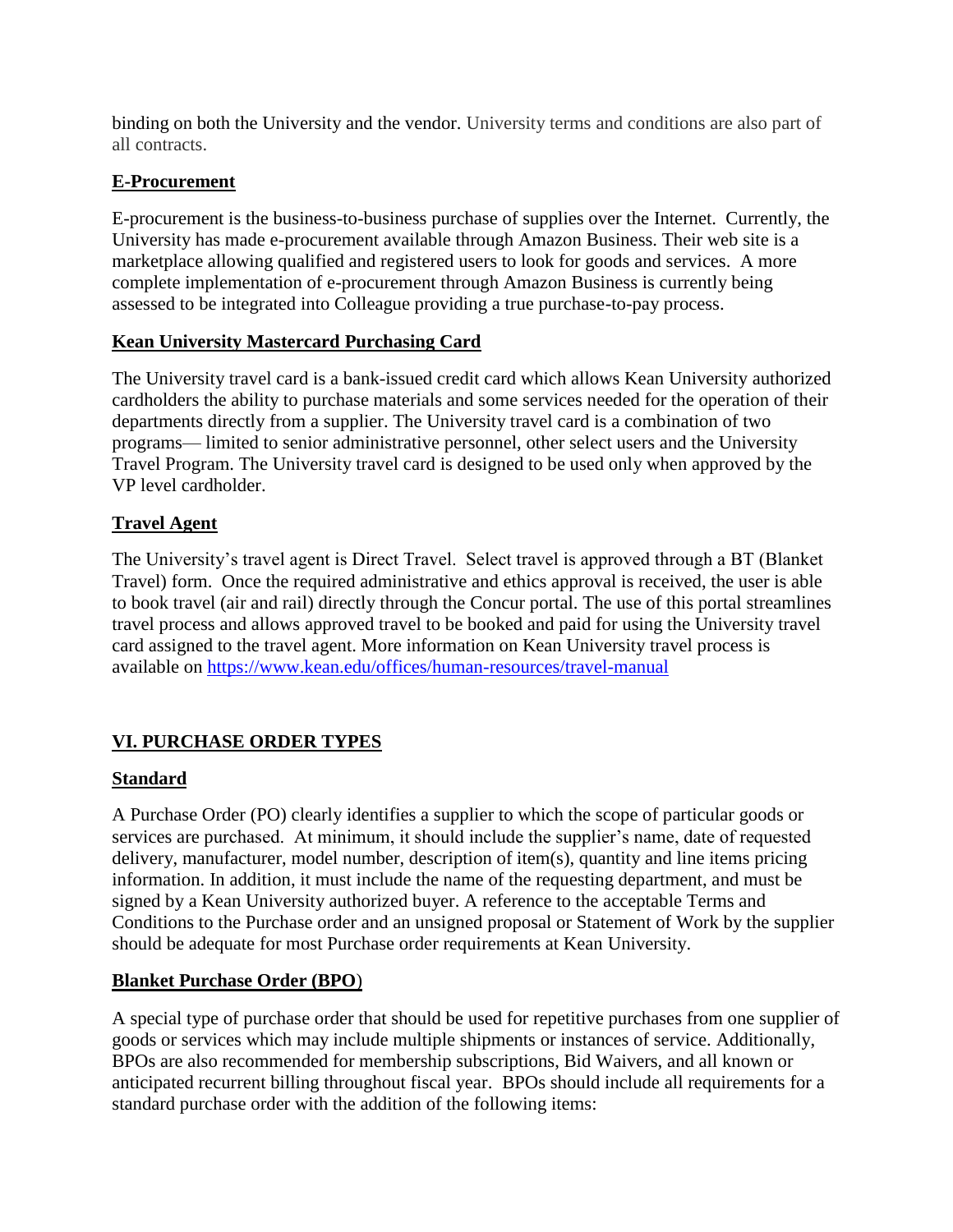binding on both the University and the vendor. University terms and conditions are also part of all contracts.

**E-Procurement**

E-procurement is the business-to-business purchase of supplies over the Internet. Currently, the University has made e-procurement available through Amazon Business. Their web site is a marketplace allowing qualified and registered users to look for goods and services. A more complete implementation of e-procurement through Amazon Business is currently being assessed to be integrated into Colleague providing a true purchase-to-pay process.

**Kean University Mastercard Purchasing Card**

The University travel card is a bank-issued credit card which allows Kean University authorized cardholders the ability to purchase materials and some services needed for the operation of their departments directly from a supplier. The University travel card is a combination of two programs— limited to senior administrative personnel, other select users and the University Travel Program. The University travel card is designed to be used only when approved by the VP level cardholder.

**Travel Agent**

The University's travel agent is Direct Travel. Select travel is approved through a BT (Blanket Travel) form. Once the required administrative and ethics approval is received, the user is able to book travel (air and rail) directly through the Concur portal. The use of this portal streamlines travel process and allows approved travel to be booked and paid for using the University travel card assigned to the travel agent. More information on Kean University travel process is available on https://www.kean.edu/offices/human-resources/travel-manual

## VI. PURCHASE ORDER TYPES

**Standard**

A Purchase Order (PO) clearly identifies a supplier to which the scope of particular goods or services are purchased. At minimum, it should include the supplier's name, date of requested delivery, manufacturer, model number, description of item(s), quantity and line items pricing information. In addition, it must include the name of the requesting department, and must be signed by a Kean University authorized buyer. A reference to the acceptable Terms and Conditions to the Purchase order and an unsigned proposal or Statement of Work by the supplier should be adequate for most Purchase order requirements at Kean University.

**Blanket Purchase Order (BPO)**

A special type of purchase order that should be used for repetitive purchases from one supplier of goods or services which may include multiple shipments or instances of service. Additionally, BPOs are also recommended for membership subscriptions, Bid Waivers, and all known or anticipated recurrent billing throughout fiscal year. BPOs should include all requirements for a standard purchase order with the addition of the following items: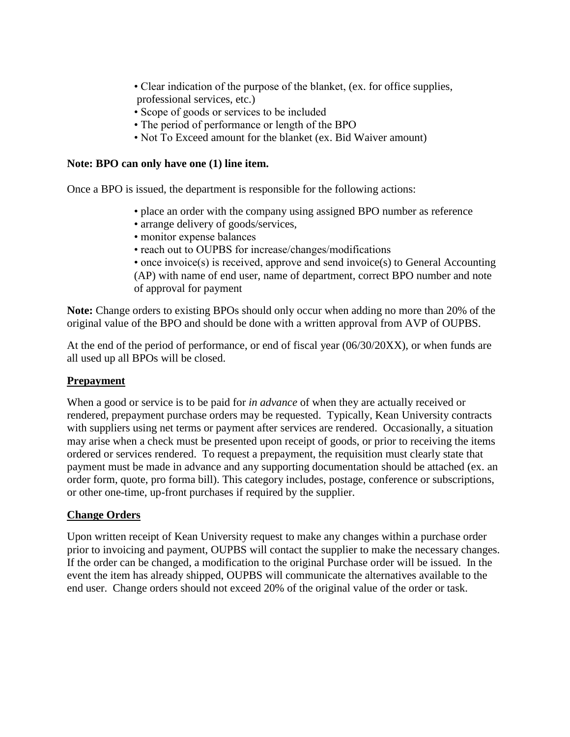- Clear indication of the purpose of the blanket, (ex. for office supplies, professional services, etc.)
- Scope of goods or services to be included
- The period of performance or length of the BPO
- Not To Exceed amount for the blanket (ex. Bid Waiver amount)

**Note: BPO can only have one (1) line item.**

Once a BPO is issued, the department is responsible for the following actions:

- place an order with the company using assigned BPO number as reference
- arrange delivery of goods/services,
- monitor expense balances
- reach out to OUPBS for increase/changes/modifications
- once invoice(s) is received, approve and send invoice(s) to General Accounting (AP) with name of end user, name of department, correct BPO number and note of approval for payment

**Note:** Change orders to existing BPOs should only occur when adding no more than 20% of the original value of the BPO and should be done with a written approval from AVP of OUPBS.

At the end of the period of performance, or end of fiscal year (06/30/20XX), or when funds are all used up all BPOs will be closed.

## Prepayment

When a good or service is to be paid for *in advance* of when they are actually received or rendered, prepayment purchase orders may be requested. Typically, Kean University contracts with suppliers using net terms or payment after services are rendered. Occasionally, a situation may arise when a check must be presented upon receipt of goods, or prior to receiving the items ordered or services rendered. To request a prepayment, the requisition must clearly state that payment must be made in advance and any supporting documentation should be attached (ex. an order form, quote, pro forma bill). This category includes, postage, conference or subscriptions, or other one-time, up-front purchases if required by the supplier.

## Change Orders

Upon written receipt of Kean University request to make any changes within a purchase order prior to invoicing and payment, OUPBS will contact the supplier to make the necessary changes. If the order can be changed, a modification to the original Purchase order will be issued. In the event the item has already shipped, OUPBS will communicate the alternatives available to the end user. Change orders should not exceed 20% of the original value of the order or task.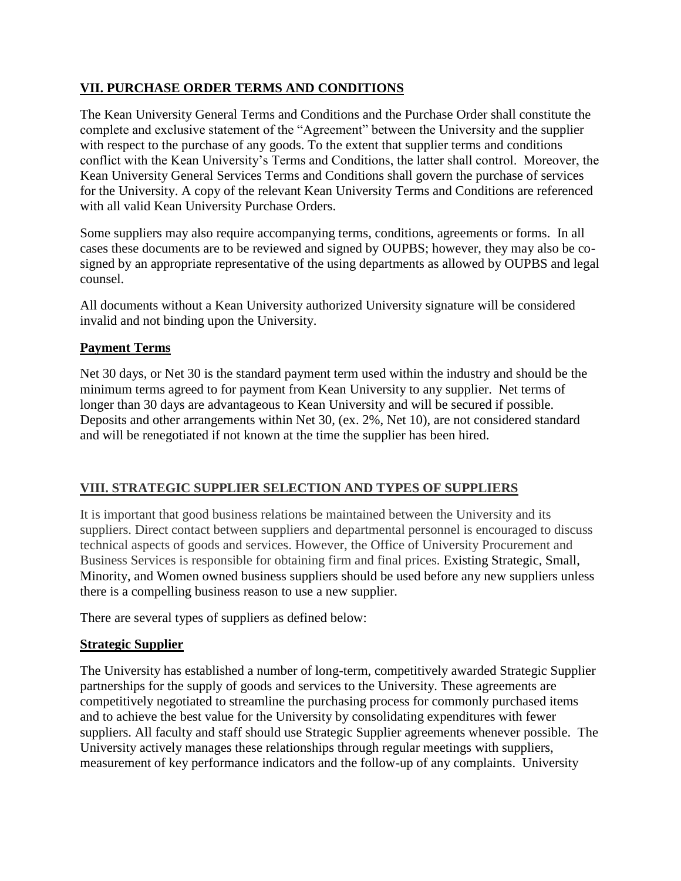## VII. PURCHASE ORDER TERMS AND CONDITIONS

The Kean University General Terms and Conditions and the Purchase Order shall constitute the complete and exclusive statement of the "Agreement" between the University and the supplier with respect to the purchase of any goods. To the extent that supplier terms and conditions conflict with the Kean University's Terms and Conditions, the latter shall control. Moreover, the Kean University General Services Terms and Conditions shall govern the purchase of services for the University. A copy of the relevant Kean University Terms and Conditions are referenced with all valid Kean University Purchase Orders.

Some suppliers may also require accompanying terms, conditions, agreements or forms. In all cases these documents are to be reviewed and signed by OUPBS; however, they may also be co-signed by an appropriate representative of the using departments as allowed by OUPBS and legal counsel.

All documents without a Kean University authorized University signature will be considered invalid and not binding upon the University.

### Payment Terms

Net 30 days, or Net 30 is the standard payment term used within the industry and should be the minimum terms agreed to for payment from Kean University to any supplier. Net terms of longer than 30 days are advantageous to Kean University and will be secured if possible. Deposits and other arrangements within Net 30, (ex. 2%, Net 10), are not considered standard and will be renegotiated if not known at the time the supplier has been hired.

## VIII. STRATEGIC SUPPLIER SELECTION AND TYPES OF SUPPLIERS

It is important that good business relations be maintained between the University and its suppliers. Direct contact between suppliers and departmental personnel is encouraged to discuss technical aspects of goods and services. However, the Office of University Procurement and Business Services is responsible for obtaining firm and final prices. Existing Strategic, Small, Minority, and Women owned business suppliers should be used before any new suppliers unless there is a compelling business reason to use a new supplier.

There are several types of suppliers as defined below:

### Strategic Supplier

The University has established a number of long-term, competitively awarded Strategic Supplier partnerships for the supply of goods and services to the University. These agreements are competitively negotiated to streamline the purchasing process for commonly purchased items and to achieve the best value for the University by consolidating expenditures with fewer suppliers. All faculty and staff should use Strategic Supplier agreements whenever possible. The University actively manages these relationships through regular meetings with suppliers, measurement of key performance indicators and the follow-up of any complaints. University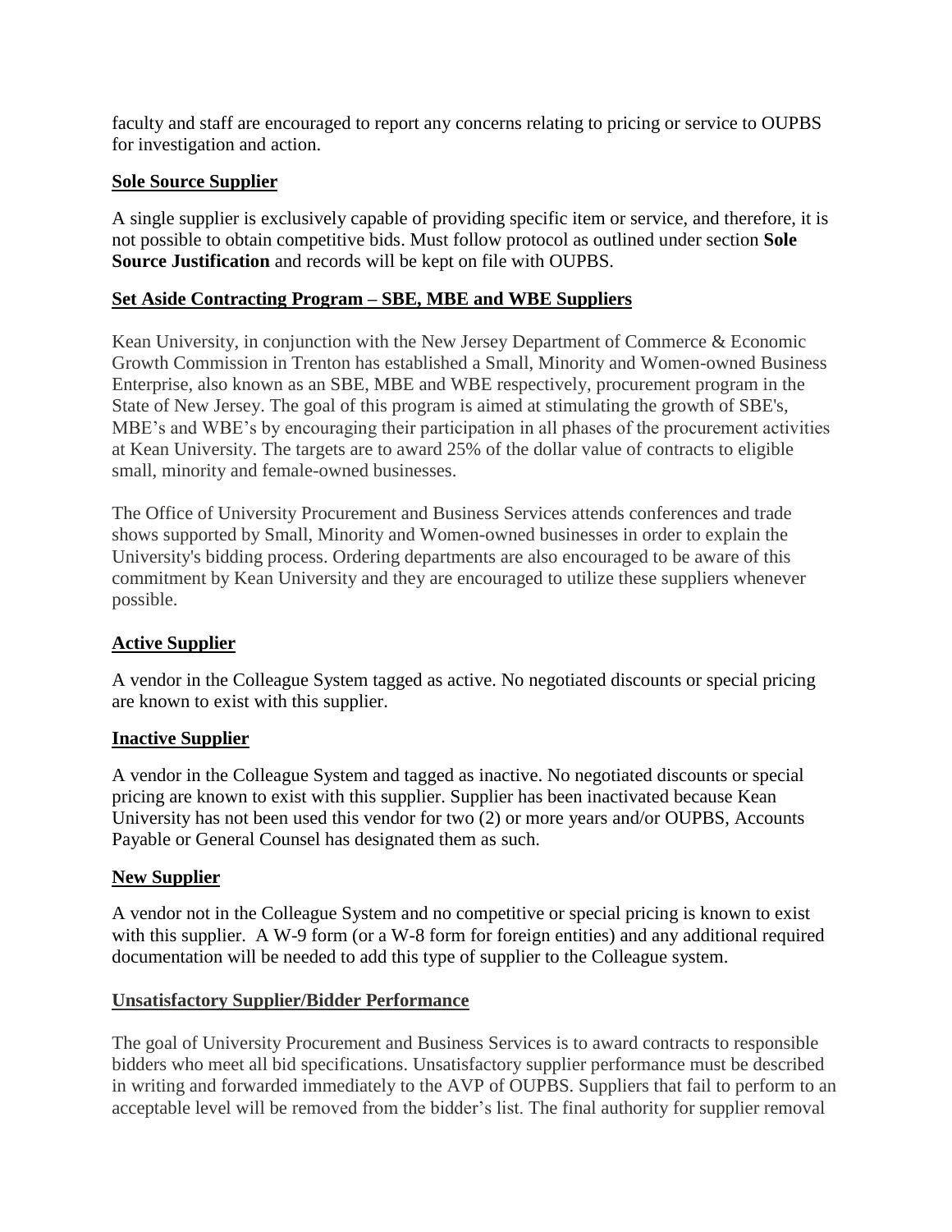faculty and staff are encouraged to report any concerns relating to pricing or service to OUPBS for investigation and action.

### Sole Source Supplier

A single supplier is exclusively capable of providing specific item or service, and therefore, it is not possible to obtain competitive bids. Must follow protocol as outlined under section **Sole Source Justification** and records will be kept on file with OUPBS.

### Set Aside Contracting Program – SBE, MBE and WBE Suppliers

Kean University, in conjunction with the New Jersey Department of Commerce & Economic Growth Commission in Trenton has established a Small, Minority and Women-owned Business Enterprise, also known as an SBE, MBE and WBE respectively, procurement program in the State of New Jersey. The goal of this program is aimed at stimulating the growth of SBE's, MBE's and WBE's by encouraging their participation in all phases of the procurement activities at Kean University. The targets are to award 25% of the dollar value of contracts to eligible small, minority and female-owned businesses.

The Office of University Procurement and Business Services attends conferences and trade shows supported by Small, Minority and Women-owned businesses in order to explain the University's bidding process. Ordering departments are also encouraged to be aware of this commitment by Kean University and they are encouraged to utilize these suppliers whenever possible.

### Active Supplier

A vendor in the Colleague System tagged as active. No negotiated discounts or special pricing are known to exist with this supplier.

### Inactive Supplier

A vendor in the Colleague System and tagged as inactive. No negotiated discounts or special pricing are known to exist with this supplier. Supplier has been inactivated because Kean University has not been used this vendor for two (2) or more years and/or OUPBS, Accounts Payable or General Counsel has designated them as such.

### New Supplier

A vendor not in the Colleague System and no competitive or special pricing is known to exist with this supplier. A W-9 form (or a W-8 form for foreign entities) and any additional required documentation will be needed to add this type of supplier to the Colleague system.

### Unsatisfactory Supplier/Bidder Performance

The goal of University Procurement and Business Services is to award contracts to responsible bidders who meet all bid specifications. Unsatisfactory supplier performance must be described in writing and forwarded immediately to the AVP of OUPBS. Suppliers that fail to perform to an acceptable level will be removed from the bidder's list. The final authority for supplier removal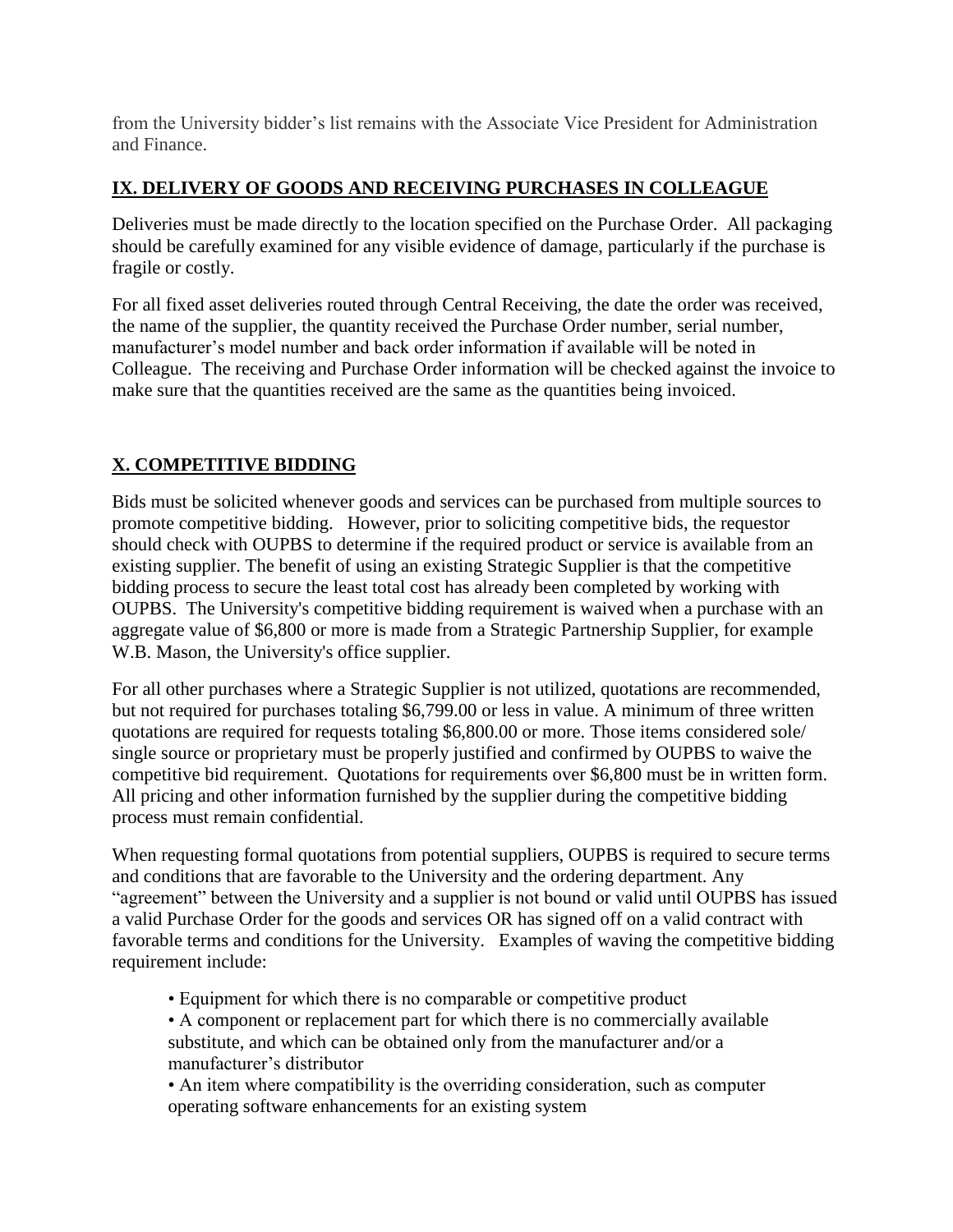from the University bidder's list remains with the Associate Vice President for Administration and Finance.

## IX. DELIVERY OF GOODS AND RECEIVING PURCHASES IN COLLEAGUE

Deliveries must be made directly to the location specified on the Purchase Order. All packaging should be carefully examined for any visible evidence of damage, particularly if the purchase is fragile or costly.

For all fixed asset deliveries routed through Central Receiving, the date the order was received, the name of the supplier, the quantity received the Purchase Order number, serial number, manufacturer's model number and back order information if available will be noted in Colleague. The receiving and Purchase Order information will be checked against the invoice to make sure that the quantities received are the same as the quantities being invoiced.

## X. COMPETITIVE BIDDING

Bids must be solicited whenever goods and services can be purchased from multiple sources to promote competitive bidding. However, prior to soliciting competitive bids, the requestor should check with OUPBS to determine if the required product or service is available from an existing supplier. The benefit of using an existing Strategic Supplier is that the competitive bidding process to secure the least total cost has already been completed by working with OUPBS. The University's competitive bidding requirement is waived when a purchase with an aggregate value of $6,800 or more is made from a Strategic Partnership Supplier, for example W.B. Mason, the University's office supplier.

For all other purchases where a Strategic Supplier is not utilized, quotations are recommended, but not required for purchases totaling $6,799.00 or less in value. A minimum of three written quotations are required for requests totaling $6,800.00 or more. Those items considered sole/ single source or proprietary must be properly justified and confirmed by OUPBS to waive the competitive bid requirement. Quotations for requirements over $6,800 must be in written form. All pricing and other information furnished by the supplier during the competitive bidding process must remain confidential.

When requesting formal quotations from potential suppliers, OUPBS is required to secure terms and conditions that are favorable to the University and the ordering department. Any "agreement" between the University and a supplier is not bound or valid until OUPBS has issued a valid Purchase Order for the goods and services OR has signed off on a valid contract with favorable terms and conditions for the University. Examples of waving the competitive bidding requirement include:

- Equipment for which there is no comparable or competitive product
- A component or replacement part for which there is no commercially available substitute, and which can be obtained only from the manufacturer and/or a manufacturer's distributor
- An item where compatibility is the overriding consideration, such as computer operating software enhancements for an existing system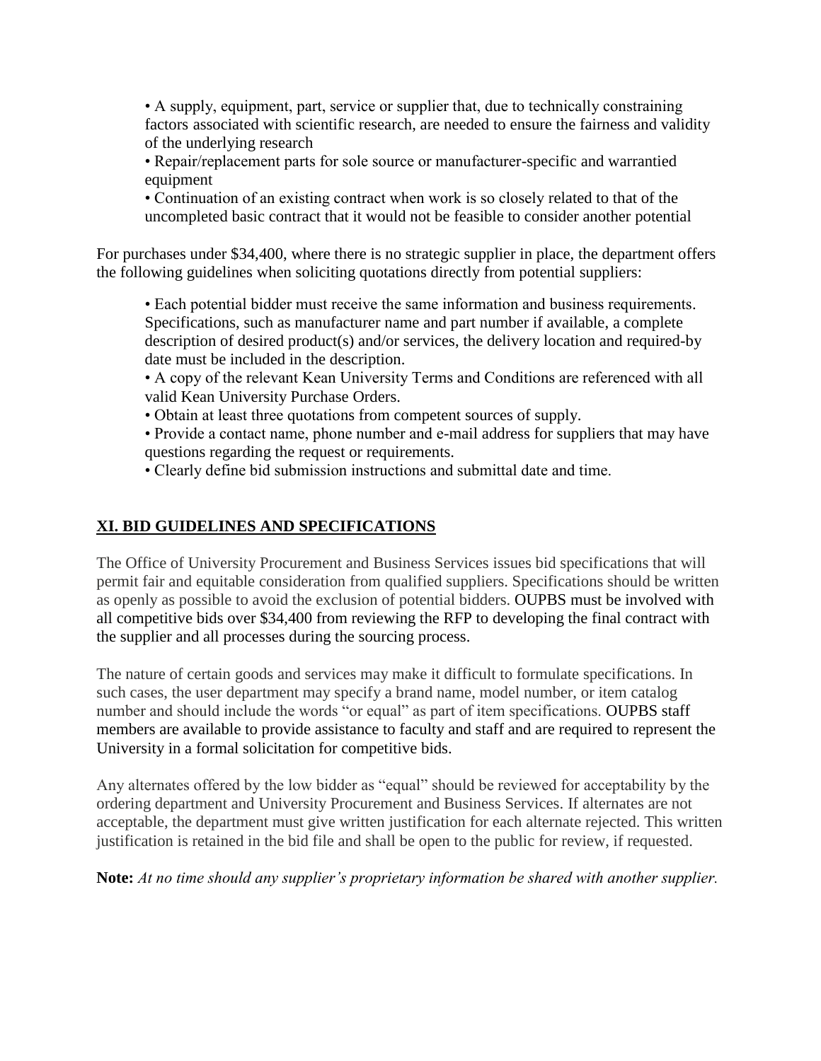- A supply, equipment, part, service or supplier that, due to technically constraining factors associated with scientific research, are needed to ensure the fairness and validity of the underlying research
- Repair/replacement parts for sole source or manufacturer-specific and warrantied equipment
- Continuation of an existing contract when work is so closely related to that of the uncompleted basic contract that it would not be feasible to consider another potential

For purchases under $34,400, where there is no strategic supplier in place, the department offers the following guidelines when soliciting quotations directly from potential suppliers:

- Each potential bidder must receive the same information and business requirements. Specifications, such as manufacturer name and part number if available, a complete description of desired product(s) and/or services, the delivery location and required-by date must be included in the description.
- A copy of the relevant Kean University Terms and Conditions are referenced with all valid Kean University Purchase Orders.
- Obtain at least three quotations from competent sources of supply.
- Provide a contact name, phone number and e-mail address for suppliers that may have questions regarding the request or requirements.
- Clearly define bid submission instructions and submittal date and time.

## XI. BID GUIDELINES AND SPECIFICATIONS

The Office of University Procurement and Business Services issues bid specifications that will permit fair and equitable consideration from qualified suppliers. Specifications should be written as openly as possible to avoid the exclusion of potential bidders. OUPBS must be involved with all competitive bids over $34,400 from reviewing the RFP to developing the final contract with the supplier and all processes during the sourcing process.

The nature of certain goods and services may make it difficult to formulate specifications. In such cases, the user department may specify a brand name, model number, or item catalog number and should include the words "or equal" as part of item specifications. OUPBS staff members are available to provide assistance to faculty and staff and are required to represent the University in a formal solicitation for competitive bids.

Any alternates offered by the low bidder as "equal" should be reviewed for acceptability by the ordering department and University Procurement and Business Services. If alternates are not acceptable, the department must give written justification for each alternate rejected. This written justification is retained in the bid file and shall be open to the public for review, if requested.

**Note:** *At no time should any supplier's proprietary information be shared with another supplier.*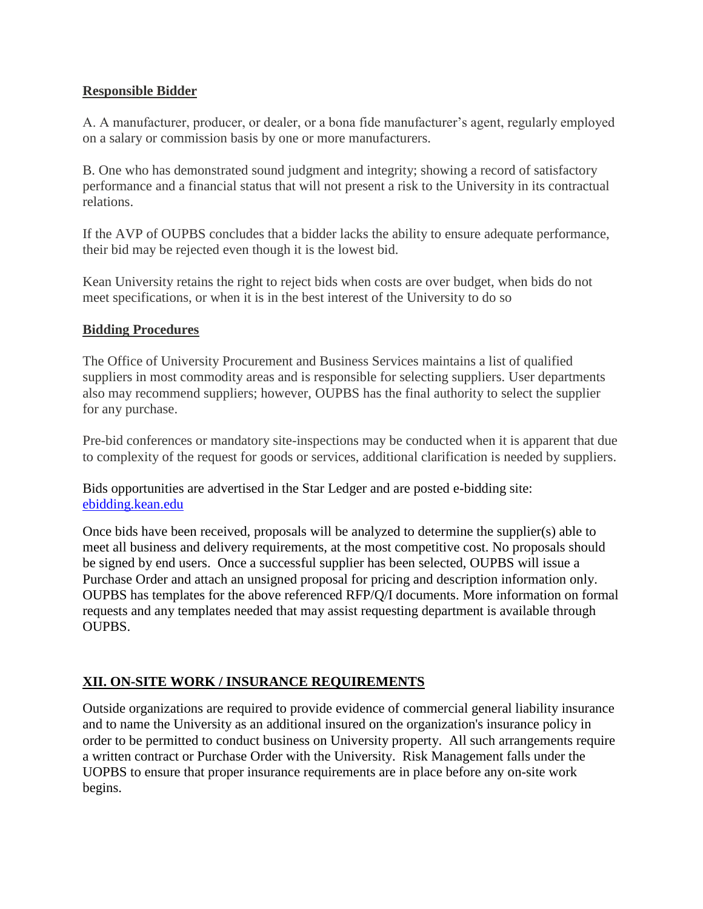**Responsible Bidder**

A. A manufacturer, producer, or dealer, or a bona fide manufacturer's agent, regularly employed on a salary or commission basis by one or more manufacturers.

B. One who has demonstrated sound judgment and integrity; showing a record of satisfactory performance and a financial status that will not present a risk to the University in its contractual relations.

If the AVP of OUPBS concludes that a bidder lacks the ability to ensure adequate performance, their bid may be rejected even though it is the lowest bid.

Kean University retains the right to reject bids when costs are over budget, when bids do not meet specifications, or when it is in the best interest of the University to do so

**Bidding Procedures**

The Office of University Procurement and Business Services maintains a list of qualified suppliers in most commodity areas and is responsible for selecting suppliers. User departments also may recommend suppliers; however, OUPBS has the final authority to select the supplier for any purchase.

Pre-bid conferences or mandatory site-inspections may be conducted when it is apparent that due to complexity of the request for goods or services, additional clarification is needed by suppliers.

Bids opportunities are advertised in the Star Ledger and are posted e-bidding site: [ebidding.kean.edu](ebidding.kean.edu)

Once bids have been received, proposals will be analyzed to determine the supplier(s) able to meet all business and delivery requirements, at the most competitive cost. No proposals should be signed by end users. Once a successful supplier has been selected, OUPBS will issue a Purchase Order and attach an unsigned proposal for pricing and description information only. OUPBS has templates for the above referenced RFP/Q/I documents. More information on formal requests and any templates needed that may assist requesting department is available through OUPBS.

## XII. ON-SITE WORK / INSURANCE REQUIREMENTS

Outside organizations are required to provide evidence of commercial general liability insurance and to name the University as an additional insured on the organization's insurance policy in order to be permitted to conduct business on University property. All such arrangements require a written contract or Purchase Order with the University. Risk Management falls under the UOPBS to ensure that proper insurance requirements are in place before any on-site work begins.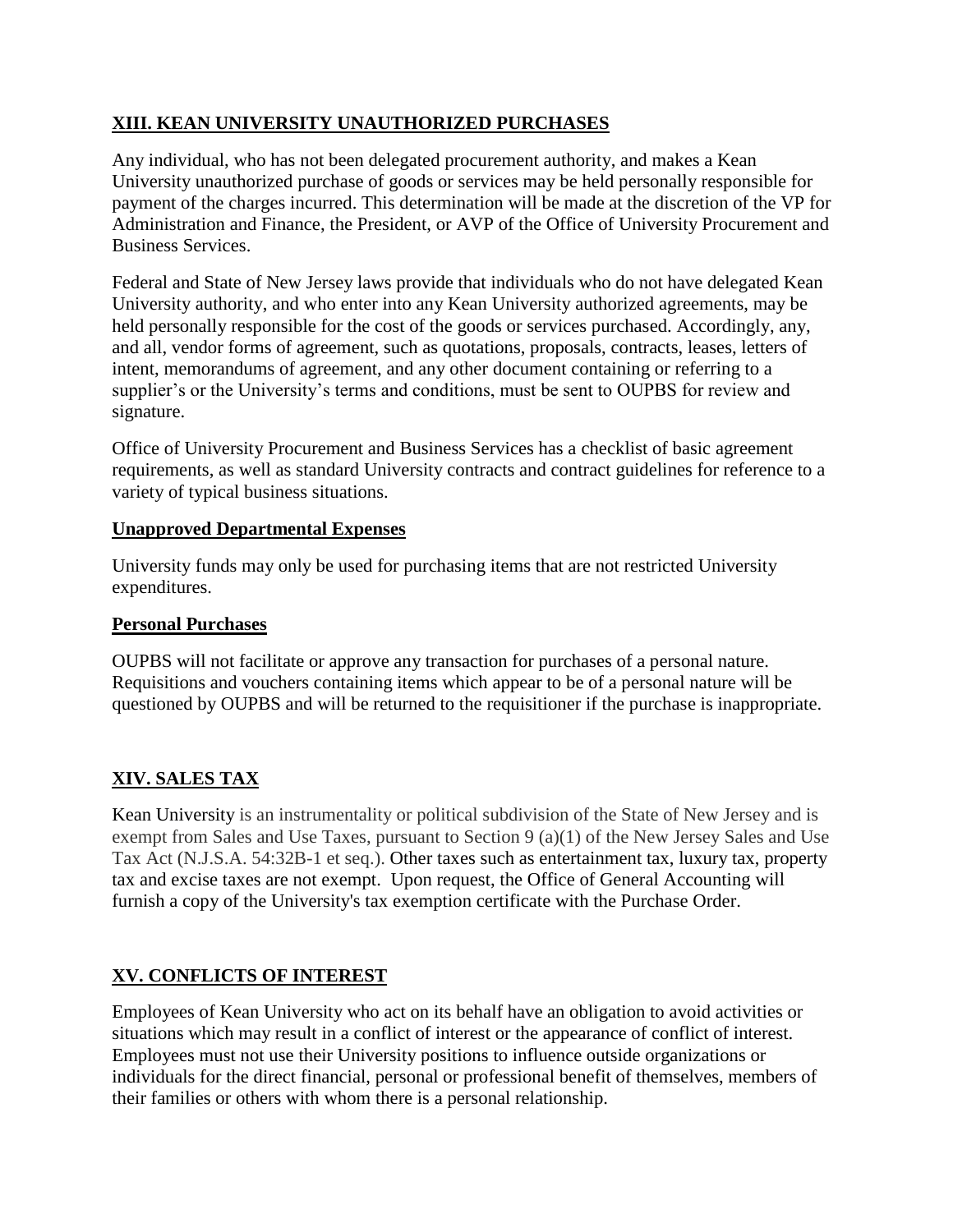## XIII. KEAN UNIVERSITY UNAUTHORIZED PURCHASES

Any individual, who has not been delegated procurement authority, and makes a Kean University unauthorized purchase of goods or services may be held personally responsible for payment of the charges incurred. This determination will be made at the discretion of the VP for Administration and Finance, the President, or AVP of the Office of University Procurement and Business Services.

Federal and State of New Jersey laws provide that individuals who do not have delegated Kean University authority, and who enter into any Kean University authorized agreements, may be held personally responsible for the cost of the goods or services purchased. Accordingly, any, and all, vendor forms of agreement, such as quotations, proposals, contracts, leases, letters of intent, memorandums of agreement, and any other document containing or referring to a supplier's or the University's terms and conditions, must be sent to OUPBS for review and signature.

Office of University Procurement and Business Services has a checklist of basic agreement requirements, as well as standard University contracts and contract guidelines for reference to a variety of typical business situations.

### Unapproved Departmental Expenses

University funds may only be used for purchasing items that are not restricted University expenditures.

### Personal Purchases

OUPBS will not facilitate or approve any transaction for purchases of a personal nature. Requisitions and vouchers containing items which appear to be of a personal nature will be questioned by OUPBS and will be returned to the requisitioner if the purchase is inappropriate.

## XIV. SALES TAX

Kean University is an instrumentality or political subdivision of the State of New Jersey and is exempt from Sales and Use Taxes, pursuant to Section 9 (a)(1) of the New Jersey Sales and Use Tax Act (N.J.S.A. 54:32B-1 et seq.). Other taxes such as entertainment tax, luxury tax, property tax and excise taxes are not exempt. Upon request, the Office of General Accounting will furnish a copy of the University's tax exemption certificate with the Purchase Order.

## XV. CONFLICTS OF INTEREST

Employees of Kean University who act on its behalf have an obligation to avoid activities or situations which may result in a conflict of interest or the appearance of conflict of interest. Employees must not use their University positions to influence outside organizations or individuals for the direct financial, personal or professional benefit of themselves, members of their families or others with whom there is a personal relationship.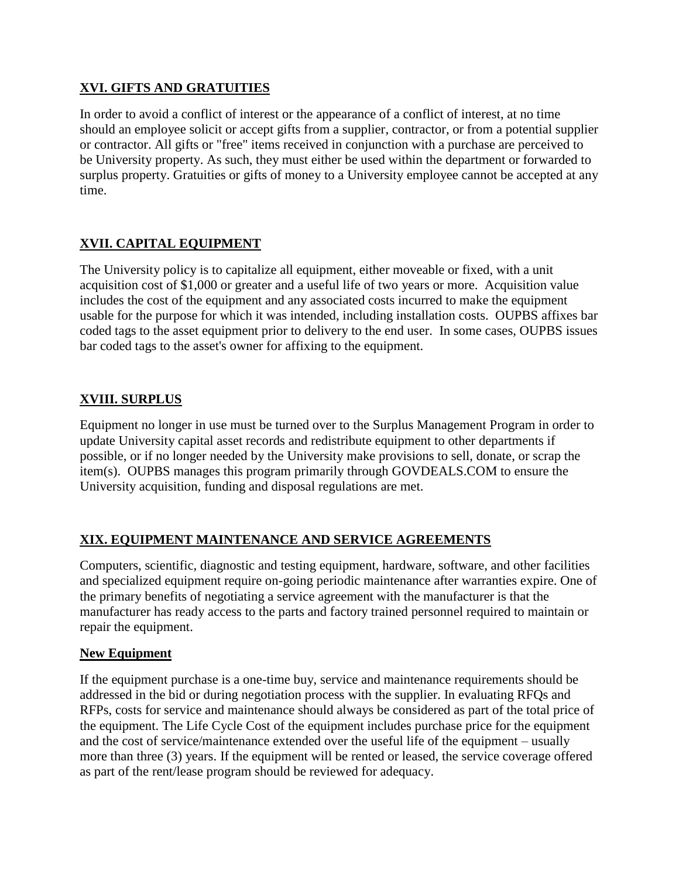## XVI. GIFTS AND GRATUITIES

In order to avoid a conflict of interest or the appearance of a conflict of interest, at no time should an employee solicit or accept gifts from a supplier, contractor, or from a potential supplier or contractor. All gifts or "free" items received in conjunction with a purchase are perceived to be University property. As such, they must either be used within the department or forwarded to surplus property. Gratuities or gifts of money to a University employee cannot be accepted at any time.

## XVII. CAPITAL EQUIPMENT

The University policy is to capitalize all equipment, either moveable or fixed, with a unit acquisition cost of $1,000 or greater and a useful life of two years or more. Acquisition value includes the cost of the equipment and any associated costs incurred to make the equipment usable for the purpose for which it was intended, including installation costs. OUPBS affixes bar coded tags to the asset equipment prior to delivery to the end user. In some cases, OUPBS issues bar coded tags to the asset's owner for affixing to the equipment.

## XVIII. SURPLUS

Equipment no longer in use must be turned over to the Surplus Management Program in order to update University capital asset records and redistribute equipment to other departments if possible, or if no longer needed by the University make provisions to sell, donate, or scrap the item(s). OUPBS manages this program primarily through GOVDEALS.COM to ensure the University acquisition, funding and disposal regulations are met.

## XIX. EQUIPMENT MAINTENANCE AND SERVICE AGREEMENTS

Computers, scientific, diagnostic and testing equipment, hardware, software, and other facilities and specialized equipment require on-going periodic maintenance after warranties expire. One of the primary benefits of negotiating a service agreement with the manufacturer is that the manufacturer has ready access to the parts and factory trained personnel required to maintain or repair the equipment.

### New Equipment

If the equipment purchase is a one-time buy, service and maintenance requirements should be addressed in the bid or during negotiation process with the supplier. In evaluating RFQs and RFPs, costs for service and maintenance should always be considered as part of the total price of the equipment. The Life Cycle Cost of the equipment includes purchase price for the equipment and the cost of service/maintenance extended over the useful life of the equipment – usually more than three (3) years. If the equipment will be rented or leased, the service coverage offered as part of the rent/lease program should be reviewed for adequacy.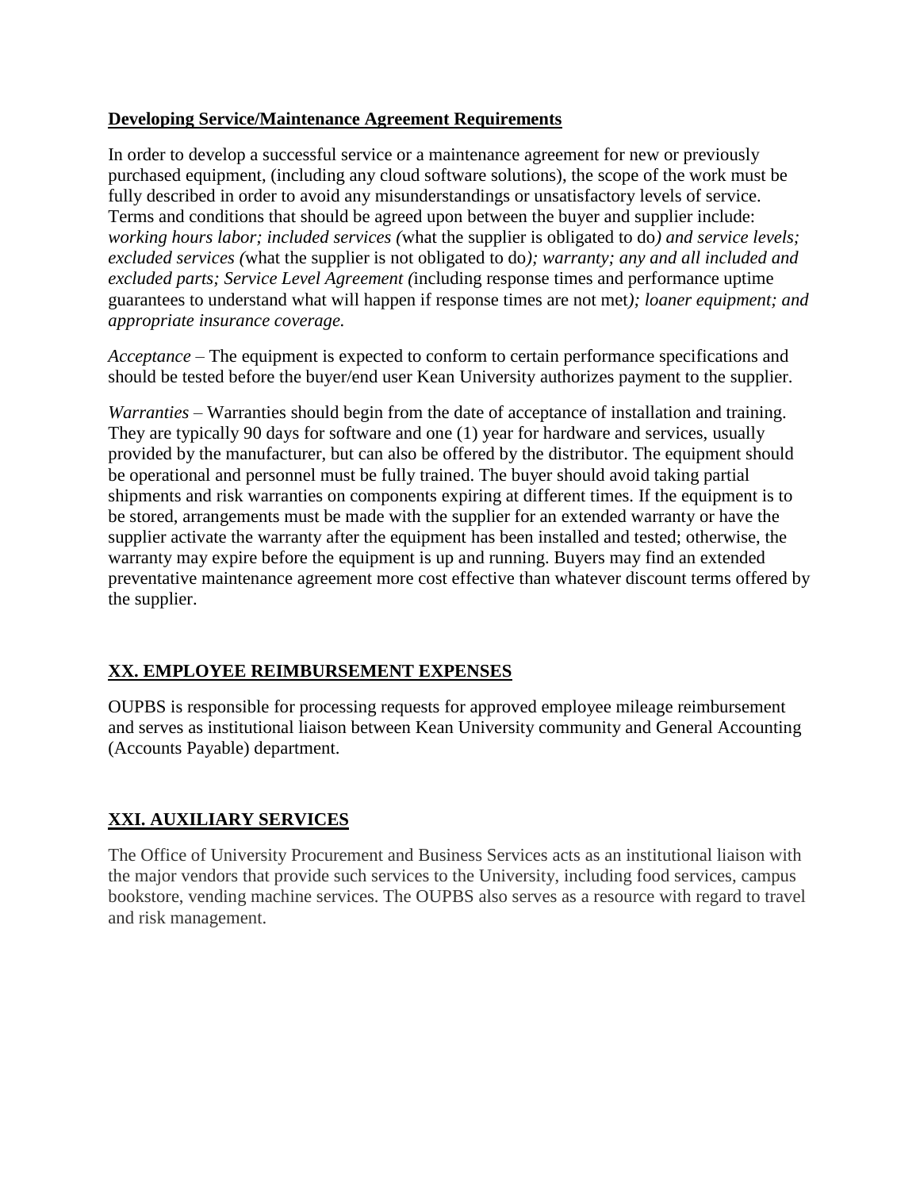**Developing Service/Maintenance Agreement Requirements**

In order to develop a successful service or a maintenance agreement for new or previously purchased equipment, (including any cloud software solutions), the scope of the work must be fully described in order to avoid any misunderstandings or unsatisfactory levels of service. Terms and conditions that should be agreed upon between the buyer and supplier include: *working hours labor; included services (*what the supplier is obligated to do*) and service levels; excluded services (*what the supplier is not obligated to do*); warranty; any and all included and excluded parts; Service Level Agreement (*including response times and performance uptime guarantees to understand what will happen if response times are not met*); loaner equipment; and appropriate insurance coverage.*

*Acceptance* – The equipment is expected to conform to certain performance specifications and should be tested before the buyer/end user Kean University authorizes payment to the supplier.

*Warranties* – Warranties should begin from the date of acceptance of installation and training. They are typically 90 days for software and one (1) year for hardware and services, usually provided by the manufacturer, but can also be offered by the distributor. The equipment should be operational and personnel must be fully trained. The buyer should avoid taking partial shipments and risk warranties on components expiring at different times. If the equipment is to be stored, arrangements must be made with the supplier for an extended warranty or have the supplier activate the warranty after the equipment has been installed and tested; otherwise, the warranty may expire before the equipment is up and running. Buyers may find an extended preventative maintenance agreement more cost effective than whatever discount terms offered by the supplier.

## XX. EMPLOYEE REIMBURSEMENT EXPENSES

OUPBS is responsible for processing requests for approved employee mileage reimbursement and serves as institutional liaison between Kean University community and General Accounting (Accounts Payable) department.

## XXI. AUXILIARY SERVICES

The Office of University Procurement and Business Services acts as an institutional liaison with the major vendors that provide such services to the University, including food services, campus bookstore, vending machine services. The OUPBS also serves as a resource with regard to travel and risk management.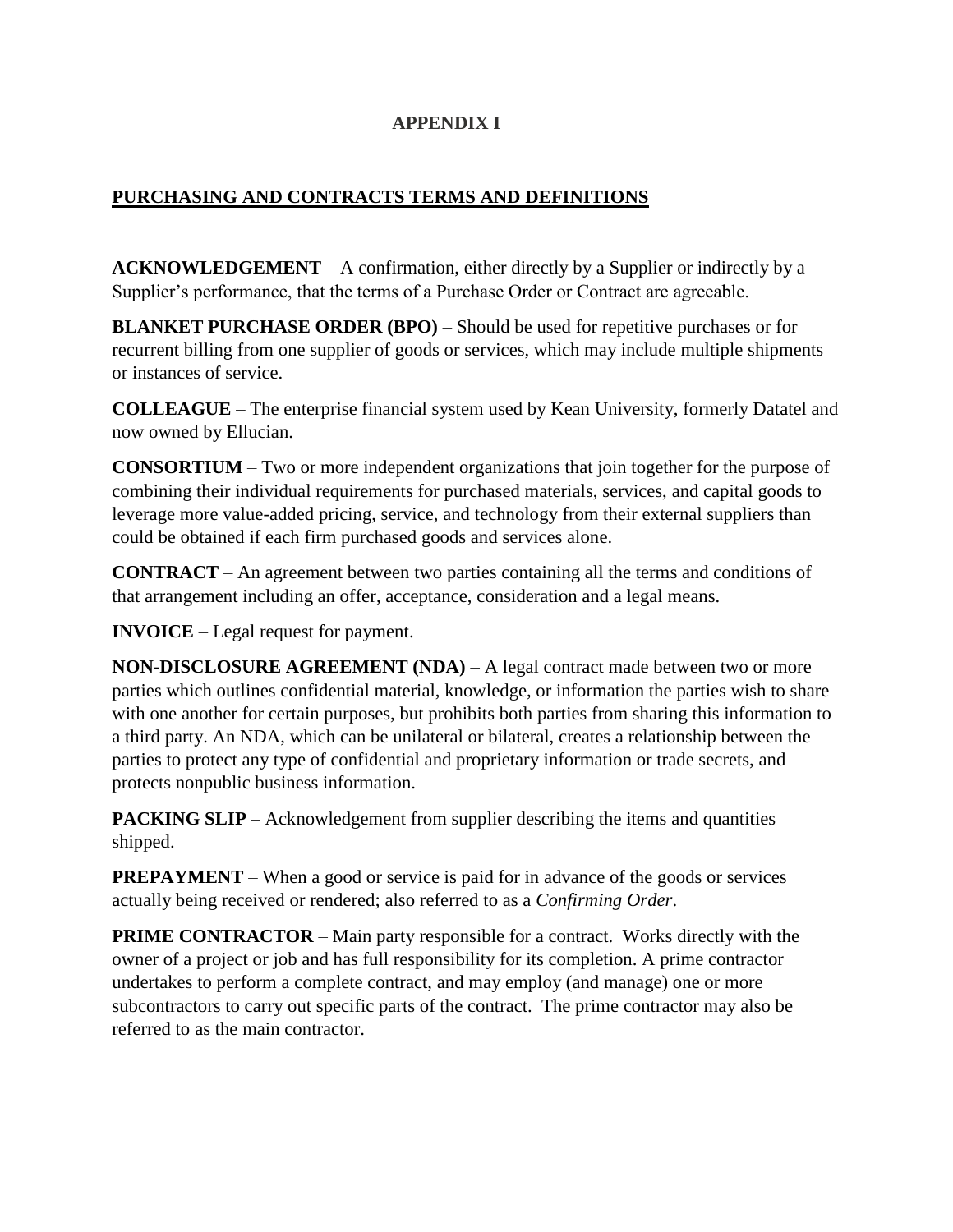# APPENDIX I

## PURCHASING AND CONTRACTS TERMS AND DEFINITIONS

**ACKNOWLEDGEMENT** – A confirmation, either directly by a Supplier or indirectly by a Supplier's performance, that the terms of a Purchase Order or Contract are agreeable.

**BLANKET PURCHASE ORDER (BPO)** – Should be used for repetitive purchases or for recurrent billing from one supplier of goods or services, which may include multiple shipments or instances of service.

**COLLEAGUE** – The enterprise financial system used by Kean University, formerly Datatel and now owned by Ellucian.

**CONSORTIUM** – Two or more independent organizations that join together for the purpose of combining their individual requirements for purchased materials, services, and capital goods to leverage more value-added pricing, service, and technology from their external suppliers than could be obtained if each firm purchased goods and services alone.

**CONTRACT** – An agreement between two parties containing all the terms and conditions of that arrangement including an offer, acceptance, consideration and a legal means.

**INVOICE** – Legal request for payment.

**NON-DISCLOSURE AGREEMENT (NDA)** – A legal contract made between two or more parties which outlines confidential material, knowledge, or information the parties wish to share with one another for certain purposes, but prohibits both parties from sharing this information to a third party. An NDA, which can be unilateral or bilateral, creates a relationship between the parties to protect any type of confidential and proprietary information or trade secrets, and protects nonpublic business information.

**PACKING SLIP** – Acknowledgement from supplier describing the items and quantities shipped.

**PREPAYMENT** – When a good or service is paid for in advance of the goods or services actually being received or rendered; also referred to as a *Confirming Order*.

**PRIME CONTRACTOR** – Main party responsible for a contract. Works directly with the owner of a project or job and has full responsibility for its completion. A prime contractor undertakes to perform a complete contract, and may employ (and manage) one or more subcontractors to carry out specific parts of the contract. The prime contractor may also be referred to as the main contractor.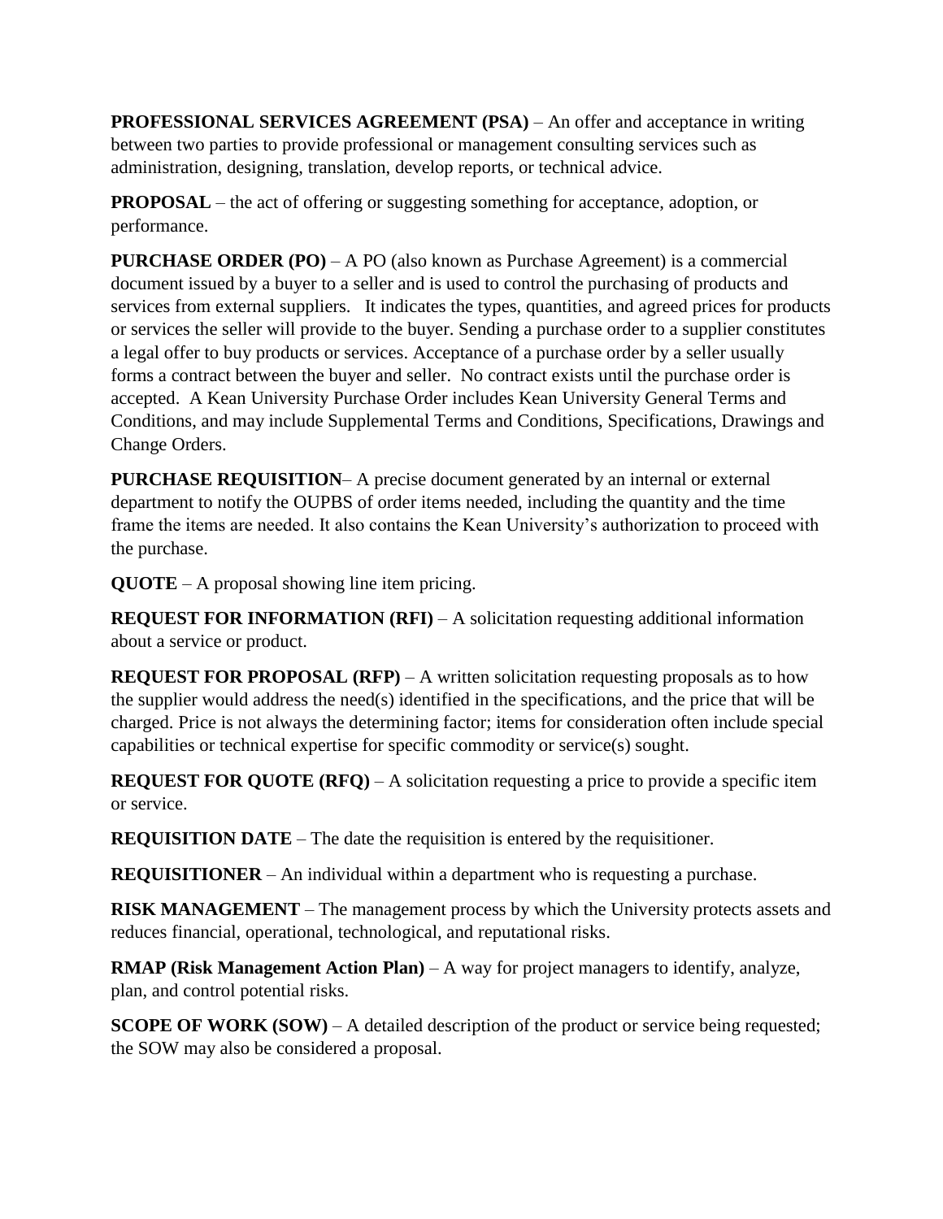**PROFESSIONAL SERVICES AGREEMENT (PSA)** – An offer and acceptance in writing between two parties to provide professional or management consulting services such as administration, designing, translation, develop reports, or technical advice.

**PROPOSAL** – the act of offering or suggesting something for acceptance, adoption, or performance.

**PURCHASE ORDER (PO)** – A PO (also known as Purchase Agreement) is a commercial document issued by a buyer to a seller and is used to control the purchasing of products and services from external suppliers. It indicates the types, quantities, and agreed prices for products or services the seller will provide to the buyer. Sending a purchase order to a supplier constitutes a legal offer to buy products or services. Acceptance of a purchase order by a seller usually forms a contract between the buyer and seller. No contract exists until the purchase order is accepted. A Kean University Purchase Order includes Kean University General Terms and Conditions, and may include Supplemental Terms and Conditions, Specifications, Drawings and Change Orders.

**PURCHASE REQUISITION**– A precise document generated by an internal or external department to notify the OUPBS of order items needed, including the quantity and the time frame the items are needed. It also contains the Kean University's authorization to proceed with the purchase.

**QUOTE** – A proposal showing line item pricing.

**REQUEST FOR INFORMATION (RFI)** – A solicitation requesting additional information about a service or product.

**REQUEST FOR PROPOSAL (RFP)** – A written solicitation requesting proposals as to how the supplier would address the need(s) identified in the specifications, and the price that will be charged. Price is not always the determining factor; items for consideration often include special capabilities or technical expertise for specific commodity or service(s) sought.

**REQUEST FOR QUOTE (RFQ)** – A solicitation requesting a price to provide a specific item or service.

**REQUISITION DATE** – The date the requisition is entered by the requisitioner.

**REQUISITIONER** – An individual within a department who is requesting a purchase.

**RISK MANAGEMENT** – The management process by which the University protects assets and reduces financial, operational, technological, and reputational risks.

**RMAP (Risk Management Action Plan)** – A way for project managers to identify, analyze, plan, and control potential risks.

**SCOPE OF WORK (SOW)** – A detailed description of the product or service being requested; the SOW may also be considered a proposal.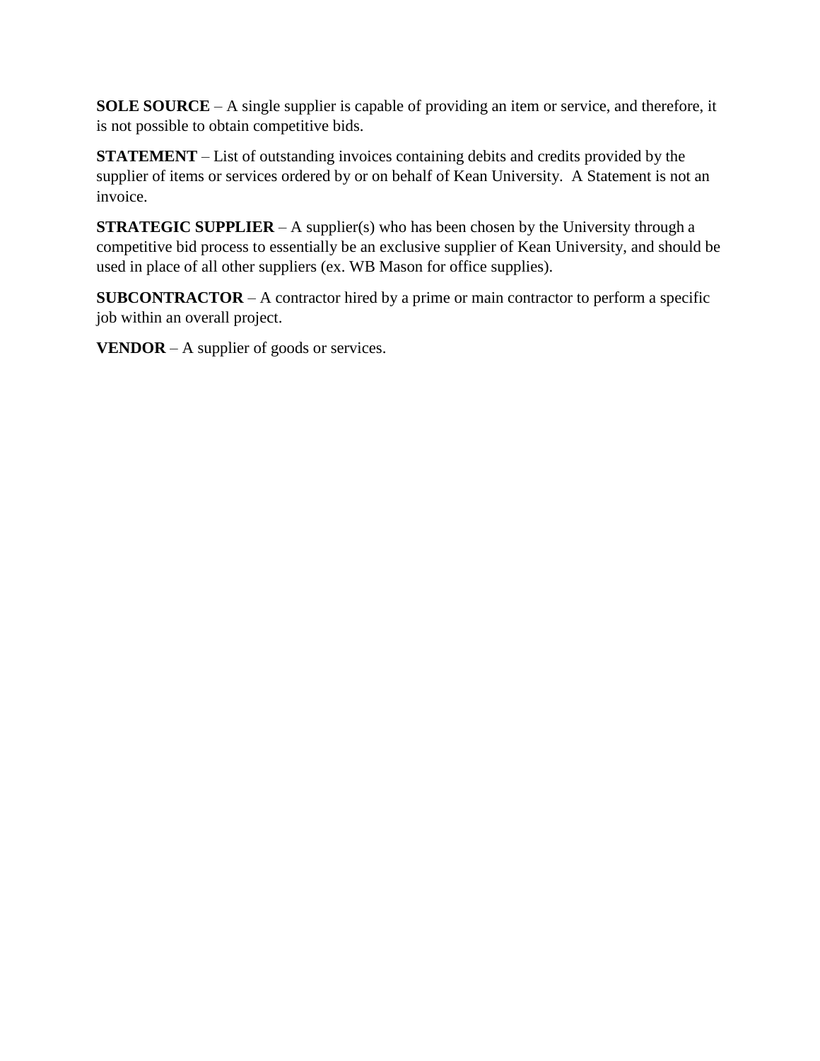**SOLE SOURCE** – A single supplier is capable of providing an item or service, and therefore, it is not possible to obtain competitive bids.

**STATEMENT** – List of outstanding invoices containing debits and credits provided by the supplier of items or services ordered by or on behalf of Kean University. A Statement is not an invoice.

**STRATEGIC SUPPLIER** – A supplier(s) who has been chosen by the University through a competitive bid process to essentially be an exclusive supplier of Kean University, and should be used in place of all other suppliers (ex. WB Mason for office supplies).

**SUBCONTRACTOR** – A contractor hired by a prime or main contractor to perform a specific job within an overall project.

**VENDOR** – A supplier of goods or services.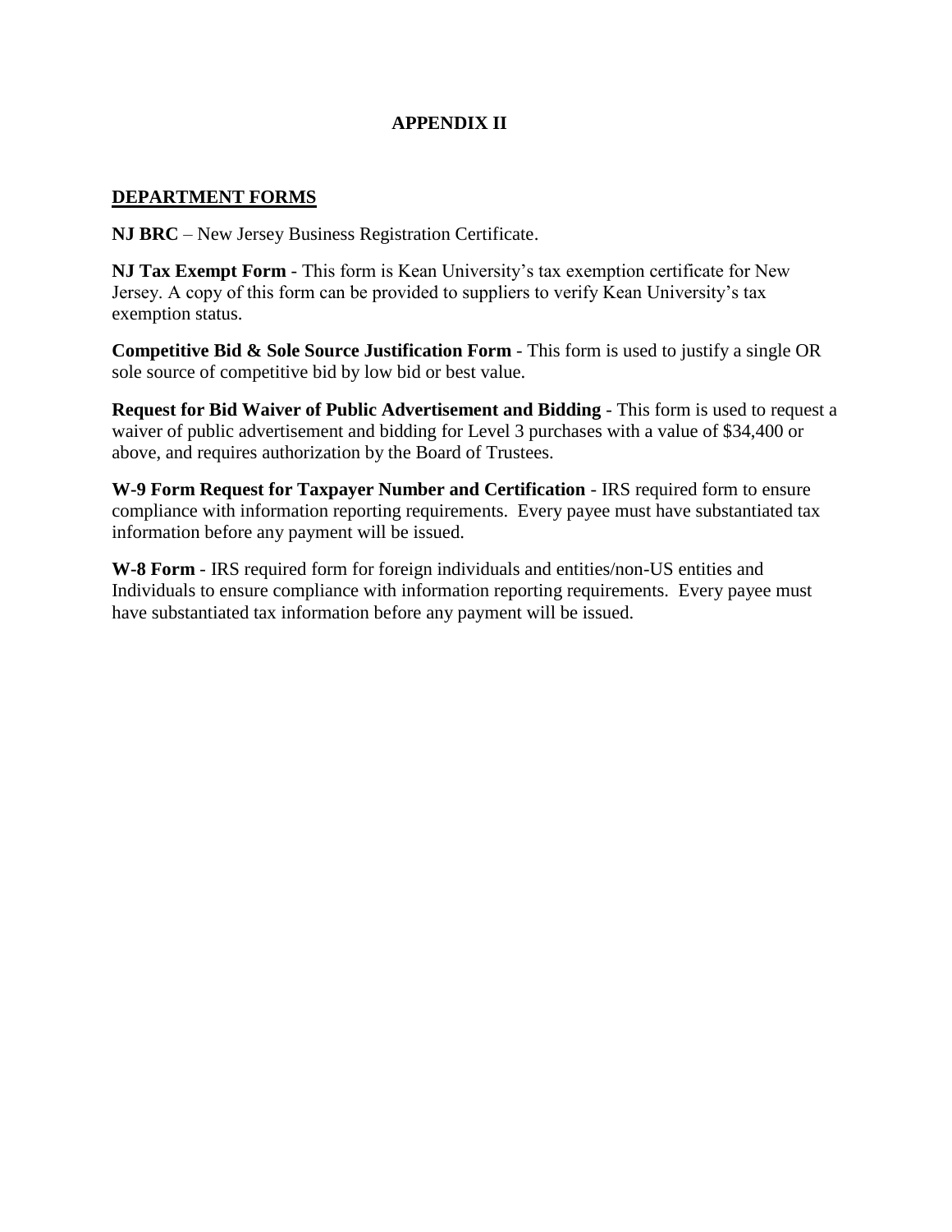# APPENDIX II

## DEPARTMENT FORMS

**NJ BRC** – New Jersey Business Registration Certificate.

**NJ Tax Exempt Form** - This form is Kean University's tax exemption certificate for New Jersey. A copy of this form can be provided to suppliers to verify Kean University's tax exemption status.

**Competitive Bid & Sole Source Justification Form** - This form is used to justify a single OR sole source of competitive bid by low bid or best value.

**Request for Bid Waiver of Public Advertisement and Bidding** - This form is used to request a waiver of public advertisement and bidding for Level 3 purchases with a value of $34,400 or above, and requires authorization by the Board of Trustees.

**W-9 Form Request for Taxpayer Number and Certification** - IRS required form to ensure compliance with information reporting requirements. Every payee must have substantiated tax information before any payment will be issued.

**W-8 Form** - IRS required form for foreign individuals and entities/non-US entities and Individuals to ensure compliance with information reporting requirements. Every payee must have substantiated tax information before any payment will be issued.